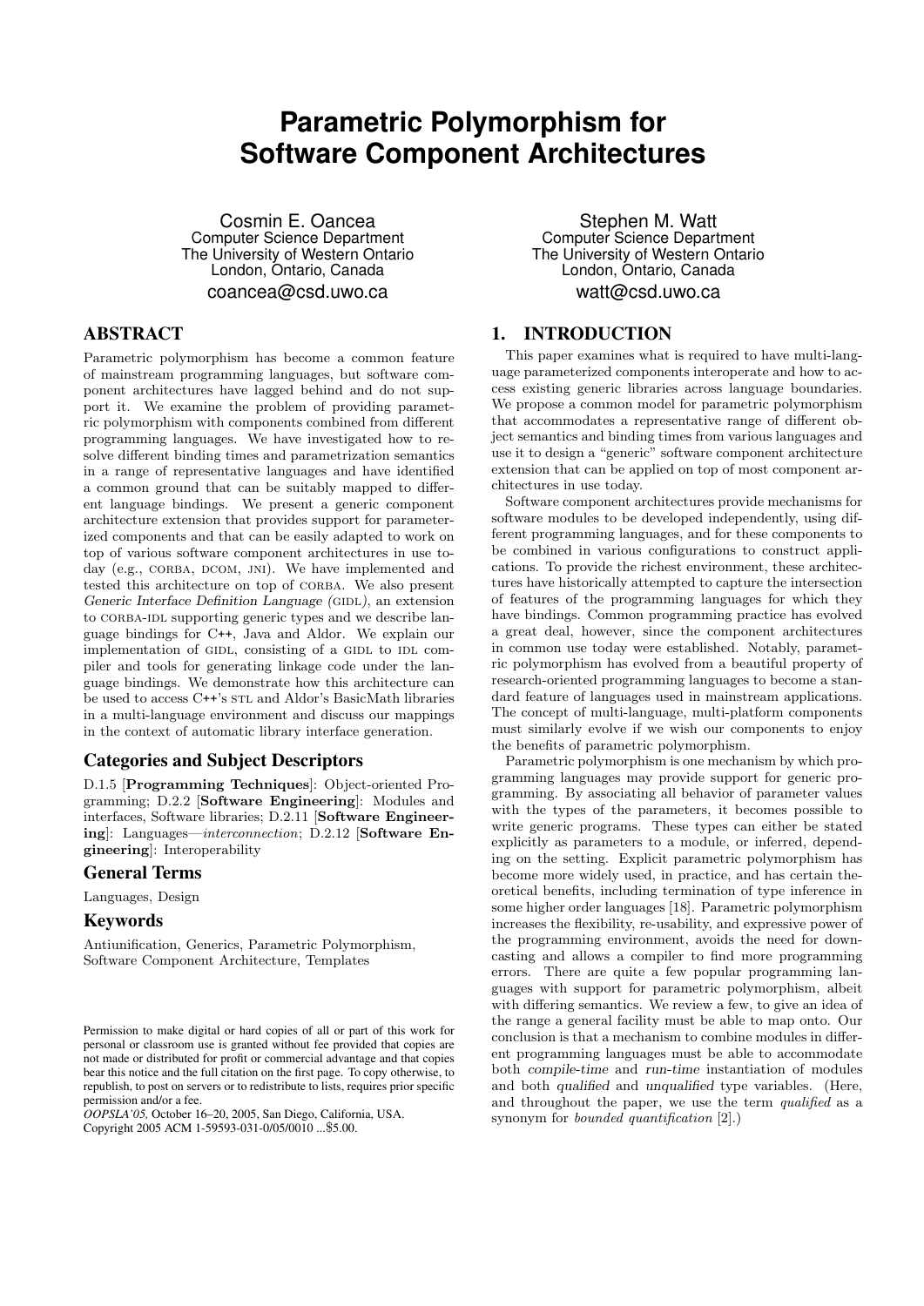# Parametric Polymorphism for Software Component Architectures

Cosmin E. Oancea
Computer Science Department
The University of Western Ontario
London, Ontario, Canada
coancea@csd.uwo.ca

Stephen M. Watt
Computer Science Department
The University of Western Ontario
London, Ontario, Canada
watt@csd.uwo.ca

## ABSTRACT

Parametric polymorphism has become a common feature of mainstream programming languages, but software component architectures have lagged behind and do not support it. We examine the problem of providing parametric polymorphism with components combined from different programming languages. We have investigated how to resolve different binding times and parametrization semantics in a range of representative languages and have identified a common ground that can be suitably mapped to different language bindings. We present a generic component architecture extension that provides support for parameterized components and that can be easily adapted to work on top of various software component architectures in use today (e.g., CORBA, DCOM, JNI). We have implemented and tested this architecture on top of CORBA. We also present *Generic Interface Definition Language* (GIDL), an extension to CORBA-IDL supporting generic types and we describe language bindings for C++, Java and Aldor. We explain our implementation of GIDL, consisting of a GIDL to IDL compiler and tools for generating linkage code under the language bindings. We demonstrate how this architecture can be used to access C++'s STL and Aldor's BasicMath libraries in a multi-language environment and discuss our mappings in the context of automatic library interface generation.

### Categories and Subject Descriptors

D.1.5 [**Programming Techniques**]: Object-oriented Programming; D.2.2 [**Software Engineering**]: Modules and interfaces, Software libraries; D.2.11 [**Software Engineering**]: Languages—*interconnection*; D.2.12 [**Software Engineering**]: Interoperability

### General Terms

Languages, Design

### Keywords

Antiunification, Generics, Parametric Polymorphism, Software Component Architecture, Templates

Permission to make digital or hard copies of all or part of this work for personal or classroom use is granted without fee provided that copies are not made or distributed for profit or commercial advantage and that copies bear this notice and the full citation on the first page. To copy otherwise, to republish, to post on servers or to redistribute to lists, requires prior specific permission and/or a fee.
*OOPSLA'05,* October 16–20, 2005, San Diego, California, USA.
Copyright 2005 ACM 1-59593-031-0/05/0010 ...$5.00.

## 1. INTRODUCTION

This paper examines what is required to have multi-language parameterized components interoperate and how to access existing generic libraries across language boundaries. We propose a common model for parametric polymorphism that accommodates a representative range of different object semantics and binding times from various languages and use it to design a "generic" software component architecture extension that can be applied on top of most component architectures in use today.

Software component architectures provide mechanisms for software modules to be developed independently, using different programming languages, and for these components to be combined in various configurations to construct applications. To provide the richest environment, these architectures have historically attempted to capture the intersection of features of the programming languages for which they have bindings. Common programming practice has evolved a great deal, however, since the component architectures in common use today were established. Notably, parametric polymorphism has evolved from a beautiful property of research-oriented programming languages to become a standard feature of languages used in mainstream applications. The concept of multi-language, multi-platform components must similarly evolve if we wish our components to enjoy the benefits of parametric polymorphism.

Parametric polymorphism is one mechanism by which programming languages may provide support for generic programming. By associating all behavior of parameter values with the types of the parameters, it becomes possible to write generic programs. These types can either be stated explicitly as parameters to a module, or inferred, depending on the setting. Explicit parametric polymorphism has become more widely used, in practice, and has certain theoretical benefits, including termination of type inference in some higher order languages [18]. Parametric polymorphism increases the flexibility, re-usability, and expressive power of the programming environment, avoids the need for downcasting and allows a compiler to find more programming errors. There are quite a few popular programming languages with support for parametric polymorphism, albeit with differing semantics. We review a few, to give an idea of the range a general facility must be able to map onto. Our conclusion is that a mechanism to combine modules in different programming languages must be able to accommodate both *compile-time* and *run-time* instantiation of modules and both *qualified* and *unqualified* type variables. (Here, and throughout the paper, we use the term *qualified* as a synonym for *bounded quantification* [2].)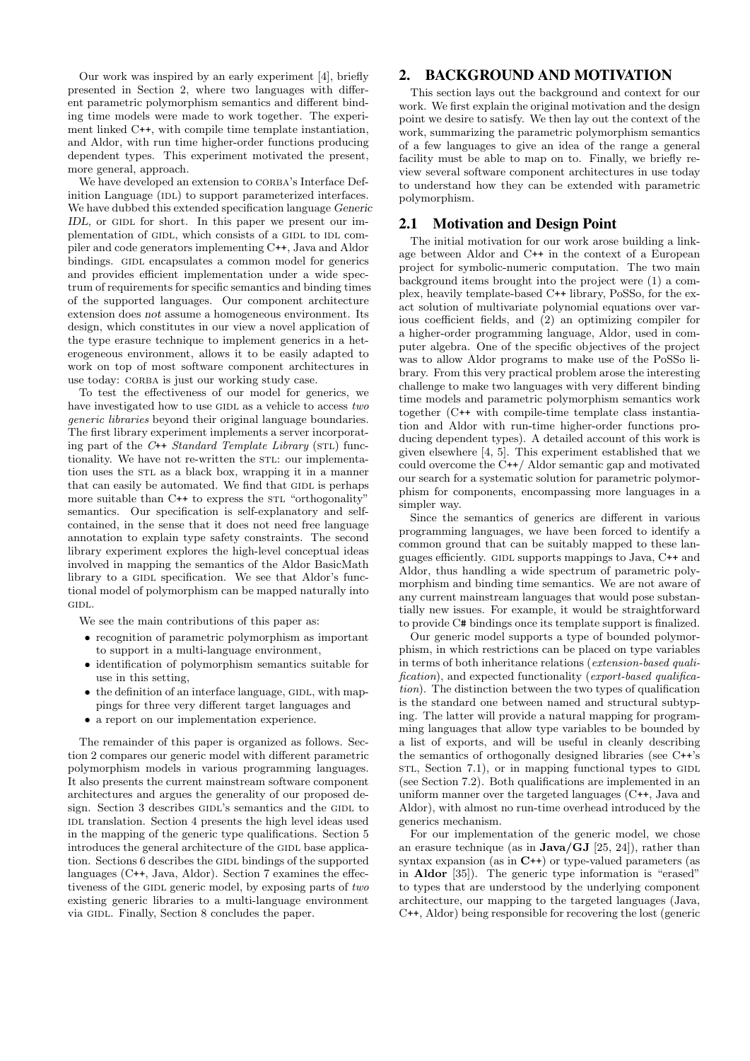Our work was inspired by an early experiment [4], briefly presented in Section 2, where two languages with different parametric polymorphism semantics and different binding time models were made to work together. The experiment linked C++, with compile time template instantiation, and Aldor, with run time higher-order functions producing dependent types. This experiment motivated the present, more general, approach.

We have developed an extension to CORBA's Interface Definition Language (IDL) to support parameterized interfaces. We have dubbed this extended specification language *Generic IDL*, or GIDL for short. In this paper we present our implementation of GIDL, which consists of a GIDL to IDL compiler and code generators implementing C++, Java and Aldor bindings. GIDL encapsulates a common model for generics and provides efficient implementation under a wide spectrum of requirements for specific semantics and binding times of the supported languages. Our component architecture extension does *not* assume a homogeneous environment. Its design, which constitutes in our view a novel application of the type erasure technique to implement generics in a heterogeneous environment, allows it to be easily adapted to work on top of most software component architectures in use today: CORBA is just our working study case.

To test the effectiveness of our model for generics, we have investigated how to use GIDL as a vehicle to access *two generic libraries* beyond their original language boundaries. The first library experiment implements a server incorporating part of the *C++ Standard Template Library* (STL) functionality. We have not re-written the STL: our implementation uses the STL as a black box, wrapping it in a manner that can easily be automated. We find that GIDL is perhaps more suitable than C++ to express the STL "orthogonality" semantics. Our specification is self-explanatory and self-contained, in the sense that it does not need free language annotation to explain type safety constraints. The second library experiment explores the high-level conceptual ideas involved in mapping the semantics of the Aldor BasicMath library to a GIDL specification. We see that Aldor's functional model of polymorphism can be mapped naturally into GIDL.

We see the main contributions of this paper as:

- recognition of parametric polymorphism as important to support in a multi-language environment,
- identification of polymorphism semantics suitable for use in this setting,
- the definition of an interface language, GIDL, with mappings for three very different target languages and
- a report on our implementation experience.

The remainder of this paper is organized as follows. Section 2 compares our generic model with different parametric polymorphism models in various programming languages. It also presents the current mainstream software component architectures and argues the generality of our proposed design. Section 3 describes GIDL's semantics and the GIDL to IDL translation. Section 4 presents the high level ideas used in the mapping of the generic type qualifications. Section 5 introduces the general architecture of the GIDL base application. Sections 6 describes the GIDL bindings of the supported languages (C++, Java, Aldor). Section 7 examines the effectiveness of the GIDL generic model, by exposing parts of *two* existing generic libraries to a multi-language environment via GIDL. Finally, Section 8 concludes the paper.

## 2. BACKGROUND AND MOTIVATION

This section lays out the background and context for our work. We first explain the original motivation and the design point we desire to satisfy. We then lay out the context of the work, summarizing the parametric polymorphism semantics of a few languages to give an idea of the range a general facility must be able to map on to. Finally, we briefly review several software component architectures in use today to understand how they can be extended with parametric polymorphism.

### 2.1 Motivation and Design Point

The initial motivation for our work arose building a linkage between Aldor and C++ in the context of a European project for symbolic-numeric computation. The two main background items brought into the project were (1) a complex, heavily template-based C++ library, PoSSo, for the exact solution of multivariate polynomial equations over various coefficient fields, and (2) an optimizing compiler for a higher-order programming language, Aldor, used in computer algebra. One of the specific objectives of the project was to allow Aldor programs to make use of the PoSSo library. From this very practical problem arose the interesting challenge to make two languages with very different binding time models and parametric polymorphism semantics work together (C++ with compile-time template class instantiation and Aldor with run-time higher-order functions producing dependent types). A detailed account of this work is given elsewhere [4, 5]. This experiment established that we could overcome the C++/ Aldor semantic gap and motivated our search for a systematic solution for parametric polymorphism for components, encompassing more languages in a simpler way.

Since the semantics of generics are different in various programming languages, we have been forced to identify a common ground that can be suitably mapped to these languages efficiently. GIDL supports mappings to Java, C++ and Aldor, thus handling a wide spectrum of parametric polymorphism and binding time semantics. We are not aware of any current mainstream languages that would pose substantially new issues. For example, it would be straightforward to provide C# bindings once its template support is finalized.

Our generic model supports a type of bounded polymorphism, in which restrictions can be placed on type variables in terms of both inheritance relations (*extension-based qualification*), and expected functionality (*export-based qualification*). The distinction between the two types of qualification is the standard one between named and structural subtyping. The latter will provide a natural mapping for programming languages that allow type variables to be bounded by a list of exports, and will be useful in cleanly describing the semantics of orthogonally designed libraries (see C++'s STL, Section 7.1), or in mapping functional types to GIDL (see Section 7.2). Both qualifications are implemented in an uniform manner over the targeted languages (C++, Java and Aldor), with almost no run-time overhead introduced by the generics mechanism.

For our implementation of the generic model, we chose an erasure technique (as in **Java/GJ** [25, 24]), rather than syntax expansion (as in **C++**) or type-valued parameters (as in **Aldor** [35]). The generic type information is "erased" to types that are understood by the underlying component architecture, our mapping to the targeted languages (Java, C++, Aldor) being responsible for recovering the lost (generic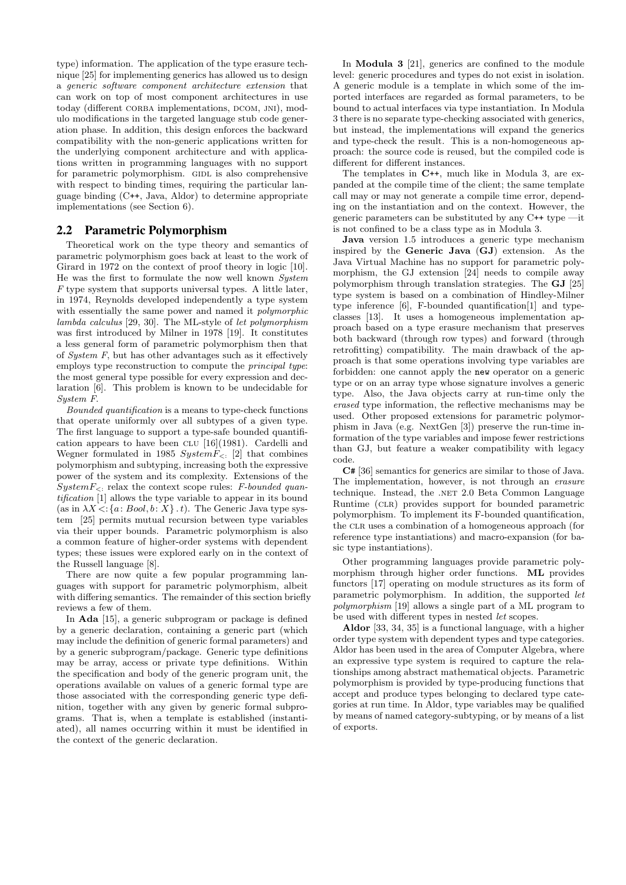type) information. The application of the type erasure technique [25] for implementing generics has allowed us to design a *generic software component architecture extension* that can work on top of most component architectures in use today (different CORBA implementations, DCOM, JNI), modulo modifications in the targeted language stub code generation phase. In addition, this design enforces the backward compatibility with the non-generic applications written for the underlying component architecture and with applications written in programming languages with no support for parametric polymorphism. GIDL is also comprehensive with respect to binding times, requiring the particular language binding (C++, Java, Aldor) to determine appropriate implementations (see Section 6).

## 2.2 Parametric Polymorphism

Theoretical work on the type theory and semantics of parametric polymorphism goes back at least to the work of Girard in 1972 on the context of proof theory in logic [10]. He was the first to formulate the now well known *System F* type system that supports universal types. A little later, in 1974, Reynolds developed independently a type system with essentially the same power and named it *polymorphic lambda calculus* [29, 30]. The ML-style of *let polymorphism* was first introduced by Milner in 1978 [19]. It constitutes a less general form of parametric polymorphism then that of *System F*, but has other advantages such as it effectively employs type reconstruction to compute the *principal type*: the most general type possible for every expression and declaration [6]. This problem is known to be undecidable for *System F*.

*Bounded quantification* is a means to type-check functions that operate uniformly over all subtypes of a given type. The first language to support a type-safe bounded quantification appears to have been CLU [16](1981). Cardelli and Wegner formulated in 1985 $SystemF_{<:}$ [2] that combines polymorphism and subtyping, increasing both the expressive power of the system and its complexity. Extensions of the $SystemF_{<:}$ relax the context scope rules: *F-bounded quantification* [1] allows the type variable to appear in its bound (as in $\lambda X <: \{a: Bool, b: X\}\,.\,t$). The Generic Java type system [25] permits mutual recursion between type variables via their upper bounds. Parametric polymorphism is also a common feature of higher-order systems with dependent types; these issues were explored early on in the context of the Russell language [8].

There are now quite a few popular programming languages with support for parametric polymorphism, albeit with differing semantics. The remainder of this section briefly reviews a few of them.

In **Ada** [15], a generic subprogram or package is defined by a generic declaration, containing a generic part (which may include the definition of generic formal parameters) and by a generic subprogram/package. Generic type definitions may be array, access or private type definitions. Within the specification and body of the generic program unit, the operations available on values of a generic formal type are those associated with the corresponding generic type definition, together with any given by generic formal subprograms. That is, when a template is established (instantiated), all names occurring within it must be identified in the context of the generic declaration.

In **Modula 3** [21], generics are confined to the module level: generic procedures and types do not exist in isolation. A generic module is a template in which some of the imported interfaces are regarded as formal parameters, to be bound to actual interfaces via type instantiation. In Modula 3 there is no separate type-checking associated with generics, but instead, the implementations will expand the generics and type-check the result. This is a non-homogeneous approach: the source code is reused, but the compiled code is different for different instances.

The templates in **C++**, much like in Modula 3, are expanded at the compile time of the client; the same template call may or may not generate a compile time error, depending on the instantiation and on the context. However, the generic parameters can be substituted by any C++ type —it is not confined to be a class type as in Modula 3.

**Java** version 1.5 introduces a generic type mechanism inspired by the **Generic Java** (**GJ**) extension. As the Java Virtual Machine has no support for parametric polymorphism, the GJ extension [24] needs to compile away polymorphism through translation strategies. The **GJ** [25] type system is based on a combination of Hindley-Milner type inference [6], F-bounded quantification[1] and type-classes [13]. It uses a homogeneous implementation approach based on a type erasure mechanism that preserves both backward (through row types) and forward (through retrofitting) compatibility. The main drawback of the approach is that some operations involving type variables are forbidden: one cannot apply the `new` operator on a generic type or on an array type whose signature involves a generic type. Also, the Java objects carry at run-time only the *erased* type information, the reflective mechanisms may be used. Other proposed extensions for parametric polymorphism in Java (e.g. NextGen [3]) preserve the run-time information of the type variables and impose fewer restrictions than GJ, but feature a weaker compatibility with legacy code.

**C#** [36] semantics for generics are similar to those of Java. The implementation, however, is not through an *erasure* technique. Instead, the .NET 2.0 Beta Common Language Runtime (CLR) provides support for bounded parametric polymorphism. To implement its F-bounded quantification, the CLR uses a combination of a homogeneous approach (for reference type instantiations) and macro-expansion (for basic type instantiations).

Other programming languages provide parametric polymorphism through higher order functions. **ML** provides functors [17] operating on module structures as its form of parametric polymorphism. In addition, the supported *let polymorphism* [19] allows a single part of a ML program to be used with different types in nested *let* scopes.

**Aldor** [33, 34, 35] is a functional language, with a higher order type system with dependent types and type categories. Aldor has been used in the area of Computer Algebra, where an expressive type system is required to capture the relationships among abstract mathematical objects. Parametric polymorphism is provided by type-producing functions that accept and produce types belonging to declared type categories at run time. In Aldor, type variables may be qualified by means of named category-subtyping, or by means of a list of exports.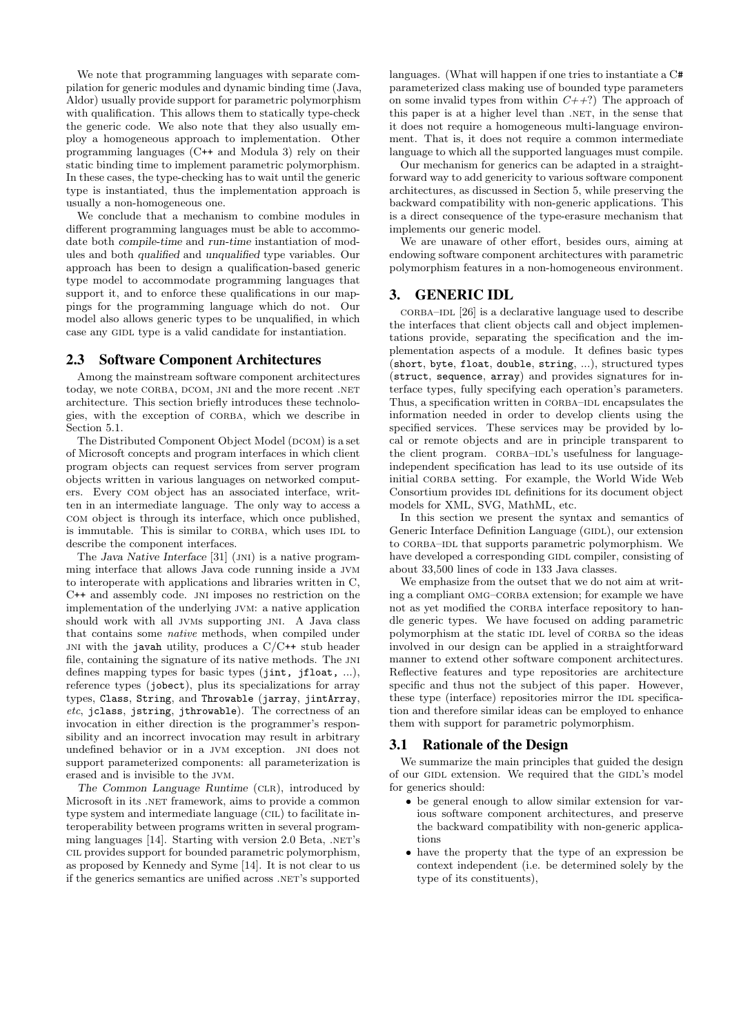We note that programming languages with separate compilation for generic modules and dynamic binding time (Java, Aldor) usually provide support for parametric polymorphism with qualification. This allows them to statically type-check the generic code. We also note that they also usually employ a homogeneous approach to implementation. Other programming languages (C++ and Modula 3) rely on their static binding time to implement parametric polymorphism. In these cases, the type-checking has to wait until the generic type is instantiated, thus the implementation approach is usually a non-homogeneous one.

We conclude that a mechanism to combine modules in different programming languages must be able to accommodate both *compile-time* and *run-time* instantiation of modules and both *qualified* and *unqualified* type variables. Our approach has been to design a qualification-based generic type model to accommodate programming languages that support it, and to enforce these qualifications in our mappings for the programming language which do not. Our model also allows generic types to be unqualified, in which case any GIDL type is a valid candidate for instantiation.

## 2.3 Software Component Architectures

Among the mainstream software component architectures today, we note CORBA, DCOM, JNI and the more recent .NET architecture. This section briefly introduces these technologies, with the exception of CORBA, which we describe in Section 5.1.

The Distributed Component Object Model (DCOM) is a set of Microsoft concepts and program interfaces in which client program objects can request services from server program objects written in various languages on networked computers. Every COM object has an associated interface, written in an intermediate language. The only way to access a COM object is through its interface, which once published, is immutable. This is similar to CORBA, which uses IDL to describe the component interfaces.

The *Java Native Interface* [31] (JNI) is a native programming interface that allows Java code running inside a JVM to interoperate with applications and libraries written in C, C++ and assembly code. JNI imposes no restriction on the implementation of the underlying JVM: a native application should work with all JVMs supporting JNI. A Java class that contains some *native* methods, when compiled under JNI with the `javah` utility, produces a C/C++ stub header file, containing the signature of its native methods. The JNI defines mapping types for basic types (`jint, jfloat`, ...), reference types (`jobect`), plus its specializations for array types, `Class`, `String`, and `Throwable` (`jarray`, `jintArray`, *etc*, `jclass`, `jstring`, `jthrowable`). The correctness of an invocation in either direction is the programmer's responsibility and an incorrect invocation may result in arbitrary undefined behavior or in a JVM exception. JNI does not support parameterized components: all parameterization is erased and is invisible to the JVM.

*The Common Language Runtime* (CLR), introduced by Microsoft in its .NET framework, aims to provide a common type system and intermediate language (CIL) to facilitate interoperability between programs written in several programming languages [14]. Starting with version 2.0 Beta, .NET's CIL provides support for bounded parametric polymorphism, as proposed by Kennedy and Syme [14]. It is not clear to us if the generics semantics are unified across .NET's supported languages. (What will happen if one tries to instantiate a C# parameterized class making use of bounded type parameters on some invalid types from within *C++*?) The approach of this paper is at a higher level than .NET, in the sense that it does not require a homogeneous multi-language environment. That is, it does not require a common intermediate language to which all the supported languages must compile.

Our mechanism for generics can be adapted in a straightforward way to add genericity to various software component architectures, as discussed in Section 5, while preserving the backward compatibility with non-generic applications. This is a direct consequence of the type-erasure mechanism that implements our generic model.

We are unaware of other effort, besides ours, aiming at endowing software component architectures with parametric polymorphism features in a non-homogeneous environment.

# 3. GENERIC IDL

CORBA–IDL [26] is a declarative language used to describe the interfaces that client objects call and object implementations provide, separating the specification and the implementation aspects of a module. It defines basic types (`short`, `byte`, `float`, `double`, `string`, ...), structured types (`struct`, `sequence`, `array`) and provides signatures for interface types, fully specifying each operation's parameters. Thus, a specification written in CORBA–IDL encapsulates the information needed in order to develop clients using the specified services. These services may be provided by local or remote objects and are in principle transparent to the client program. CORBA–IDL's usefulness for language-independent specification has lead to its use outside of its initial CORBA setting. For example, the World Wide Web Consortium provides IDL definitions for its document object models for XML, SVG, MathML, etc.

In this section we present the syntax and semantics of Generic Interface Definition Language (GIDL), our extension to CORBA–IDL that supports parametric polymorphism. We have developed a corresponding GIDL compiler, consisting of about 33,500 lines of code in 133 Java classes.

We emphasize from the outset that we do not aim at writing a compliant OMG–CORBA extension; for example we have not as yet modified the CORBA interface repository to handle generic types. We have focused on adding parametric polymorphism at the static IDL level of CORBA so the ideas involved in our design can be applied in a straightforward manner to extend other software component architectures. Reflective features and type repositories are architecture specific and thus not the subject of this paper. However, these type (interface) repositories mirror the IDL specification and therefore similar ideas can be employed to enhance them with support for parametric polymorphism.

## 3.1 Rationale of the Design

We summarize the main principles that guided the design of our GIDL extension. We required that the GIDL's model for generics should:

- be general enough to allow similar extension for various software component architectures, and preserve the backward compatibility with non-generic applications
- have the property that the type of an expression be context independent (i.e. be determined solely by the type of its constituents),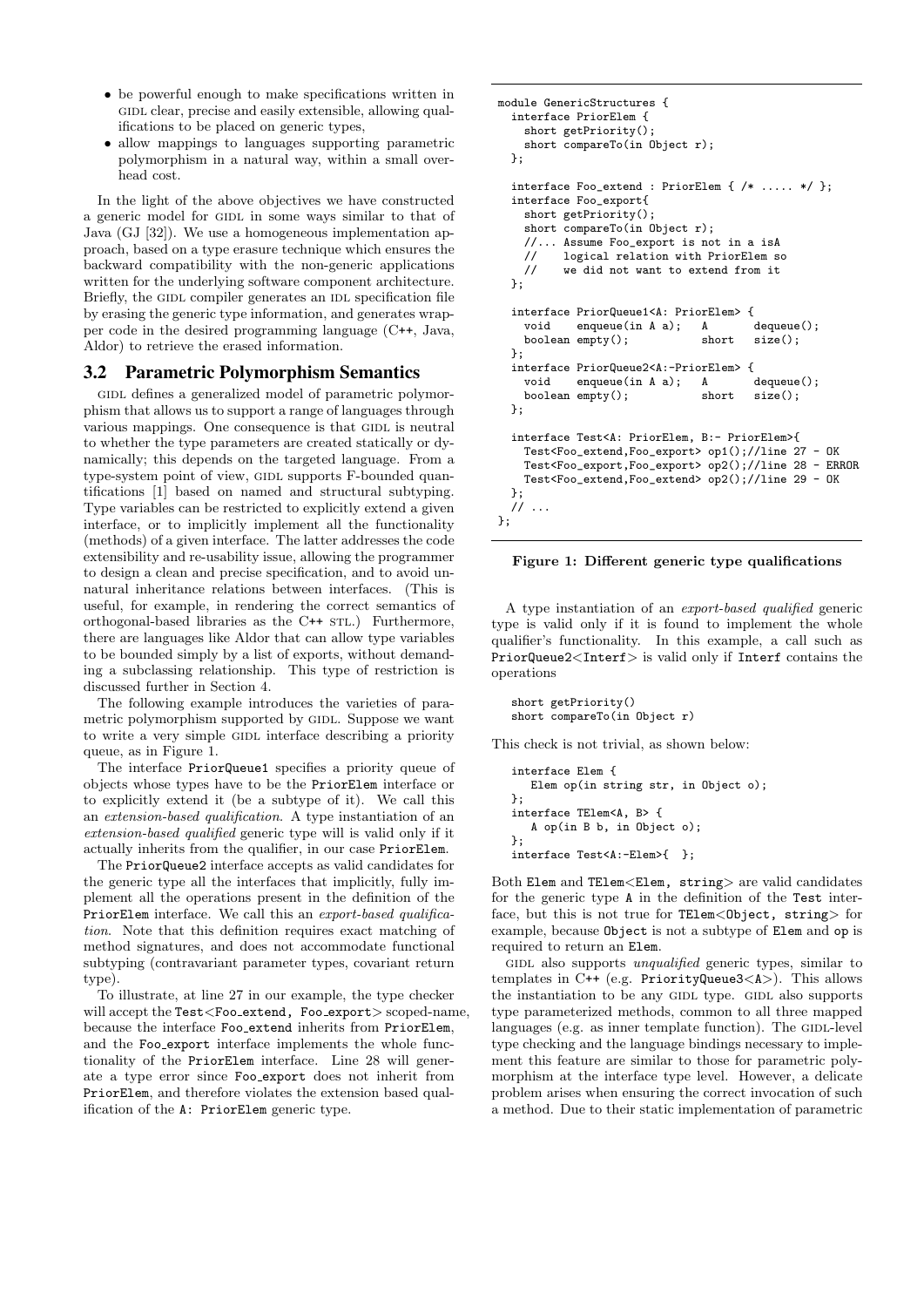- be powerful enough to make specifications written in GIDL clear, precise and easily extensible, allowing qualifications to be placed on generic types,
- allow mappings to languages supporting parametric polymorphism in a natural way, within a small overhead cost.

In the light of the above objectives we have constructed a generic model for GIDL in some ways similar to that of Java (GJ [32]). We use a homogeneous implementation approach, based on a type erasure technique which ensures the backward compatibility with the non-generic applications written for the underlying software component architecture. Briefly, the GIDL compiler generates an IDL specification file by erasing the generic type information, and generates wrapper code in the desired programming language (C++, Java, Aldor) to retrieve the erased information.

## 3.2 Parametric Polymorphism Semantics

GIDL defines a generalized model of parametric polymorphism that allows us to support a range of languages through various mappings. One consequence is that GIDL is neutral to whether the type parameters are created statically or dynamically; this depends on the targeted language. From a type-system point of view, GIDL supports F-bounded quantifications [1] based on named and structural subtyping. Type variables can be restricted to explicitly extend a given interface, or to implicitly implement all the functionality (methods) of a given interface. The latter addresses the code extensibility and re-usability issue, allowing the programmer to design a clean and precise specification, and to avoid unnatural inheritance relations between interfaces. (This is useful, for example, in rendering the correct semantics of orthogonal-based libraries as the C++ STL.) Furthermore, there are languages like Aldor that can allow type variables to be bounded simply by a list of exports, without demanding a subclassing relationship. This type of restriction is discussed further in Section 4.

The following example introduces the varieties of parametric polymorphism supported by GIDL. Suppose we want to write a very simple GIDL interface describing a priority queue, as in Figure 1.

The interface `PriorQueue1` specifies a priority queue of objects whose types have to be the `PriorElem` interface or to explicitly extend it (be a subtype of it). We call this an *extension-based qualification*. A type instantiation of an *extension-based qualified* generic type will be valid only if it actually inherits from the qualifier, in our case `PriorElem`.

The `PriorQueue2` interface accepts as valid candidates for the generic type all the interfaces that implicitly, fully implement all the operations present in the definition of the `PriorElem` interface. We call this an *export-based qualification*. Note that this definition requires exact matching of method signatures, and does not accommodate functional subtyping (contravariant parameter types, covariant return type).

To illustrate, at line 27 in our example, the type checker will accept the `Test<Foo_extend, Foo_export>` scoped-name, because the interface `Foo_extend` inherits from `PriorElem`, and the `Foo_export` interface implements the whole functionality of the `PriorElem` interface. Line 28 will generate a type error since `Foo_export` does not inherit from `PriorElem`, and therefore violates the extension based qualification of the `A: PriorElem` generic type.

```
module GenericStructures {
  interface PriorElem {
    short getPriority();
    short compareTo(in Object r);
  };

  interface Foo_extend : PriorElem { /* ..... */ };
  interface Foo_export{
    short getPriority();
    short compareTo(in Object r);
    //... Assume Foo_export is not in a isA
    //    logical relation with PriorElem so
    //    we did not want to extend from it
  };

  interface PriorQueue1<A: PriorElem> {
    void    enqueue(in A a);   A       dequeue();
    boolean empty();           short   size();
  };
  interface PriorQueue2<A:-PriorElem> {
    void    enqueue(in A a);   A       dequeue();
    boolean empty();           short   size();
  };

  interface Test<A: PriorElem, B:- PriorElem>{
    Test<Foo_extend,Foo_export> op1();//line 27 - OK
    Test<Foo_export,Foo_export> op2();//line 28 - ERROR
    Test<Foo_extend,Foo_extend> op2();//line 29 - OK
  };
  // ...
};
```

**Figure 1: Different generic type qualifications**

A type instantiation of an *export-based qualified* generic type is valid only if it is found to implement the whole qualifier's functionality. In this example, a call such as `PriorQueue2<Interf>` is valid only if `Interf` contains the operations

```
short getPriority()
short compareTo(in Object r)
```

This check is not trivial, as shown below:

```
interface Elem {
   Elem op(in string str, in Object o);
};
interface TElem<A, B> {
   A op(in B b, in Object o);
};
interface Test<A:-Elem>{  };
```

Both `Elem` and `TElem<Elem, string>` are valid candidates for the generic type `A` in the definition of the `Test` interface, but this is not true for `TElem<Object, string>` for example, because `Object` is not a subtype of `Elem` and `op` is required to return an `Elem`.

GIDL also supports *unqualified* generic types, similar to templates in C++ (e.g. `PriorityQueue3<A>`). This allows the instantiation to be any GIDL type. GIDL also supports type parameterized methods, common to all three mapped languages (e.g. as inner template function). The GIDL-level type checking and the language bindings necessary to implement this feature are similar to those for parametric polymorphism at the interface type level. However, a delicate problem arises when ensuring the correct invocation of such a method. Due to their static implementation of parametric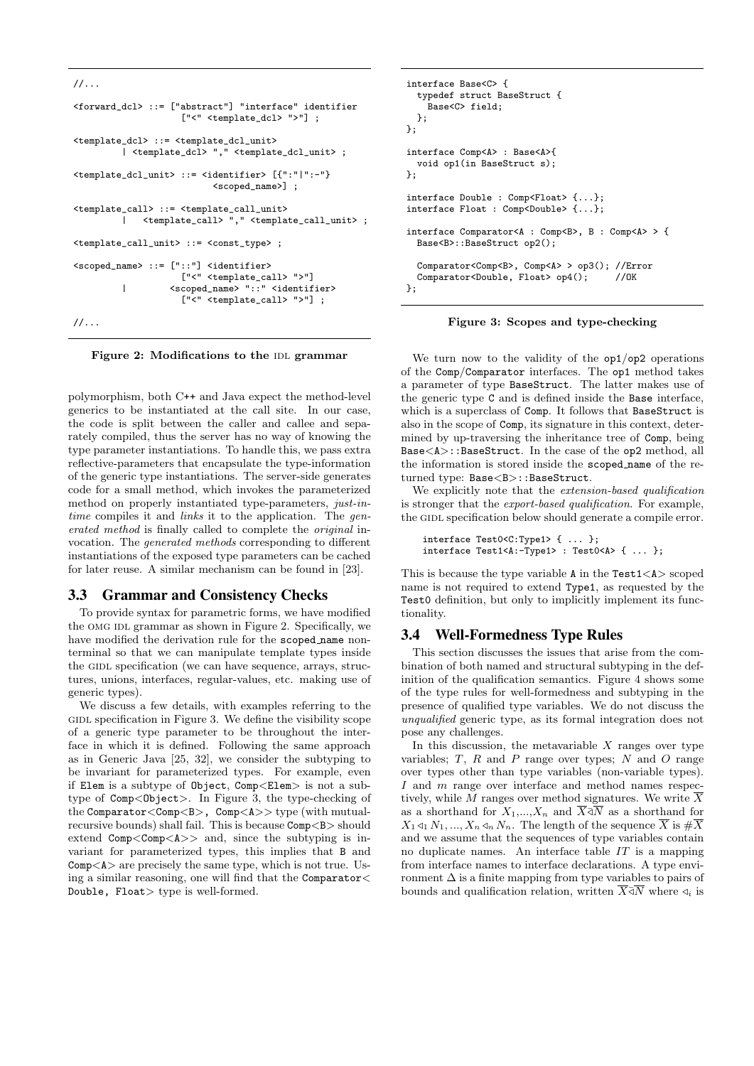```
//...

<forward_dcl> ::= ["abstract"] "interface" identifier
                  ["<" <template_dcl> ">"] ;

<template_dcl> ::= <template_dcl_unit>
         | <template_dcl> "," <template_dcl_unit> ;

<template_dcl_unit> ::= <identifier> [{":"|":-"}
                            <scoped_name>] ;

<template_call> ::= <template_call_unit>
         |   <template_call> "," <template_call_unit> ;

<template_call_unit> ::= <const_type> ;

<scoped_name> ::= ["::"] <identifier>
                    ["<" <template_call> ">"]
         |        <scoped_name> "::" <identifier>
                    ["<" <template_call> ">"] ;

//...
```

**Figure 2: Modifications to the IDL grammar**

polymorphism, both C++ and Java expect the method-level generics to be instantiated at the call site. In our case, the code is split between the caller and callee and separately compiled, thus the server has no way of knowing the type parameter instantiations. To handle this, we pass extra reflective-parameters that encapsulate the type-information of the generic type instantiations. The server-side generates code for a small method, which invokes the parameterized method on properly instantiated type-parameters, *just-in-time* compiles it and *links* it to the application. The *generated method* is finally called to complete the *original* invocation. The *generated methods* corresponding to different instantiations of the exposed type parameters can be cached for later reuse. A similar mechanism can be found in [23].

### 3.3 Grammar and Consistency Checks

To provide syntax for parametric forms, we have modified the OMG IDL grammar as shown in Figure 2. Specifically, we have modified the derivation rule for the scoped_name nonterminal so that we can manipulate template types inside the GIDL specification (we can have sequence, arrays, structures, unions, interfaces, regular-values, etc. making use of generic types).

We discuss a few details, with examples referring to the GIDL specification in Figure 3. We define the visibility scope of a generic type parameter to be throughout the interface in which it is defined. Following the same approach as in Generic Java [25, 32], we consider the subtyping to be invariant for parameterized types. For example, even if Elem is a subtype of Object, Comp<Elem> is not a subtype of Comp<Object>. In Figure 3, the type-checking of the Comparator<Comp<B>, Comp<A>> type (with mutual-recursive bounds) shall fail. This is because Comp<B> should extend Comp<Comp<A>> and, since the subtyping is invariant for parameterized types, this implies that B and Comp<A> are precisely the same type, which is not true. Using a similar reasoning, one will find that the Comparator< Double, Float> type is well-formed.

```
interface Base<C> {
  typedef struct BaseStruct {
    Base<C> field;
  };
};

interface Comp<A> : Base<A>{
  void op1(in BaseStruct s);
};

interface Double : Comp<Float> {...};
interface Float : Comp<Double> {...};

interface Comparator<A : Comp<B>, B : Comp<A> > {
  Base<B>::BaseStruct op2();

  Comparator<Comp<B>, Comp<A> > op3(); //Error
  Comparator<Double, Float> op4();     //OK
};
```

**Figure 3: Scopes and type-checking**

We turn now to the validity of the op1/op2 operations of the Comp/Comparator interfaces. The op1 method takes a parameter of type BaseStruct. The latter makes use of the generic type C and is defined inside the Base interface, which is a superclass of Comp. It follows that BaseStruct is also in the scope of Comp, its signature in this context, determined by up-traversing the inheritance tree of Comp, being Base<A>::BaseStruct. In the case of the op2 method, all the information is stored inside the scoped_name of the returned type: Base<B>::BaseStruct.

We explicitly note that the *extension-based qualification* is stronger that the *export-based qualification*. For example, the GIDL specification below should generate a compile error.

```
interface Test0<C:Type1> { ... };
interface Test1<A:-Type1> : Test0<A> { ... };
```

This is because the type variable A in the Test1<A> scoped name is not required to extend Type1, as requested by the Test0 definition, but only to implicitly implement its functionality.

### 3.4 Well-Formedness Type Rules

This section discusses the issues that arise from the combination of both named and structural subtyping in the definition of the qualification semantics. Figure 4 shows some of the type rules for well-formedness and subtyping in the presence of qualified type variables. We do not discuss the *unqualified* generic type, as its formal integration does not pose any challenges.

In this discussion, the metavariable $X$ ranges over type variables; $T$, $R$ and $P$ range over types; $N$ and $O$ range over types other than type variables (non-variable types). $I$ and $m$ range over interface and method names respectively, while $M$ ranges over method signatures. We write $\overline{X}$ as a shorthand for $X_1$,...,$X_n$ and $\overline{X} \triangleleft \overline{N}$ as a shorthand for $X_1 \triangleleft_1 N_1, ..., X_n \triangleleft_n N_n$. The length of the sequence $\overline{X}$ is $\#\overline{X}$ and we assume that the sequences of type variables contain no duplicate names. An interface table $IT$ is a mapping from interface names to interface declarations. A type environment $\Delta$ is a finite mapping from type variables to pairs of bounds and qualification relation, written $\overline{X} \triangleleft \overline{N}$ where $\triangleleft_i$ is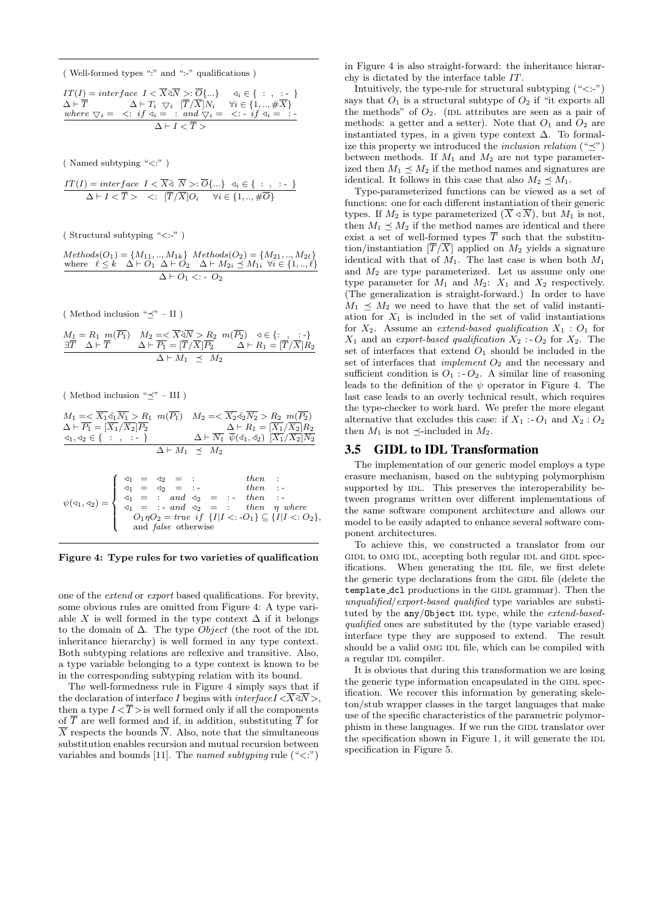( Well-formed types ":" and ":-" qualifications )

$$\frac{\begin{array}{l} IT(I) = interface\ \ I < \overline{X} \lhd \overline{N} >: \overline{O}\{...\} \quad \lhd_i \in \{\ :\ ,\ \ :\text{-}\ \} \\ \Delta \vdash \overline{T} \qquad\quad \Delta \vdash T_i\ \bigtriangledown_i\ [\overline{T}/\overline{X}]N_i \quad \forall i \in \{1,..,\#\overline{X}\} \\ where\ \bigtriangledown_i = \ <:\ if\ \lhd_i =\ :\ and\ \bigtriangledown_i =\ <:\text{-}\ if\ \lhd_i =\ :\text{-} \end{array}}{\Delta \vdash I < \overline{T} >}$$

( Named subtyping "<:" )

$$\frac{IT(I) = interface\ \ I < \overline{X} \lhd\ \overline{N} >: \overline{O}\{...\}\ \ \lhd_i \in \{\ :\ ,\ \ :\text{-}\ \}}{\Delta \vdash I < \overline{T} > \ \ <:\ \ [\overline{T}/\overline{X}]O_i \quad \forall i \in \{1,..,\#\overline{O}\}}$$

( Structural subtyping "<:-" )

$$\frac{\begin{array}{l} Methods(O_1) = \{M_{11},..,M_{1k}\}\ \ Methods(O_2) = \{M_{21},..,M_{2\ell}\} \\ \text{where}\ \ \ell \le k \quad \Delta \vdash O_1\ \ \Delta \vdash O_2 \quad \Delta \vdash M_{2i} \preceq M_{1i}\ \ \forall i \in \{1,..,\ell\} \end{array}}{\Delta \vdash O_1 <:\text{-}\ O_2}$$

( Method inclusion "$\preceq$" – II )

$$\frac{\begin{array}{l} M_1 = R_1\ \ m(\overline{P_1}) \quad M_2 = < \overline{X} \lhd \overline{N} > R_2\ \ m(\overline{P_2}) \quad \lhd \in \{:\ ,\ \ :\text{-}\} \\ \exists \overline{T}\ \ \ \Delta \vdash \overline{T} \qquad\quad \Delta \vdash \overline{P_1} = [\overline{T}/\overline{X}]\overline{P_2} \qquad \Delta \vdash R_1 = [\overline{T}/\overline{X}]R_2 \end{array}}{\Delta \vdash M_1\ \ \preceq\ \ M_2}$$

( Method inclusion "$\preceq$" – III )

$$\frac{\begin{array}{l} M_1 = < \overline{X_1} \lhd_1 \overline{N_1} > R_1\ \ m(\overline{P_1}) \quad M_2 = < \overline{X_2} \lhd_2 \overline{N_2} > R_2\ \ m(\overline{P_2}) \\ \Delta \vdash \overline{P_1} = [\overline{X_1}/\overline{X_2}]\overline{P_2} \qquad\qquad\qquad \Delta \vdash R_1 = [\overline{X_1}/\overline{X_2}]R_2 \\ \lhd_1, \lhd_2 \in \{\ :\ ,\ \ :\text{-}\ \} \qquad\qquad \Delta \vdash \overline{N_1}\ \ \overline{\psi}(\lhd_1, \lhd_2)\ \ [\overline{X_1}/\overline{X_2}]\overline{N_2} \end{array}}{\Delta \vdash M_1\ \ \preceq\ \ M_2}$$

$$\psi(\lhd_1, \lhd_2) = \begin{cases} \lhd_1\ =\ \lhd_2\ =\ : & then\ \ : \\ \lhd_1\ =\ \lhd_2\ =\ :\text{-} & then\ \ :\text{-} \\ \lhd_1\ =\ :\ \ and\ \ \lhd_2\ =\ :\text{-} & then\ \ :\text{-} \\ \lhd_1\ =\ :\text{-}\ \ and\ \ \lhd_2\ =\ : & then\ \ \eta\ \ where \\ \quad O_1 \eta O_2 = true\ \ if\ \ \{I | I <:\text{-} O_1\} \subseteq \{I | I <: O_2\}, \\ \quad \text{and}\ false\ \text{otherwise} \end{cases}$$

**Figure 4: Type rules for two varieties of qualification**

one of the *extend* or *export* based qualifications. For brevity, some obvious rules are omitted from Figure 4: A type variable $X$ is well formed in the type context $\Delta$ if it belongs to the domain of $\Delta$. The type *Object* (the root of the IDL inheritance hierarchy) is well formed in any type context. Both subtyping relations are reflexive and transitive. Also, a type variable belonging to a type context is known to be in the corresponding subtyping relation with its bound.

The well-formedness rule in Figure 4 simply says that if the declaration of interface $I$ begins with $interface I < \overline{X} \lhd \overline{N} >$, then a type $I < \overline{T} >$ is well formed only if all the components of $\overline{T}$ are well formed and if, in addition, substituting $\overline{T}$ for $\overline{X}$ respects the bounds $\overline{N}$. Also, note that the simultaneous substitution enables recursion and mutual recursion between variables and bounds [11]. The *named subtyping* rule ("<:") in Figure 4 is also straight-forward: the inheritance hierarchy is dictated by the interface table $IT$.

Intuitively, the type-rule for structural subtyping ("<:-") says that $O_1$ is a structural subtype of $O_2$ if "it exports all the methods" of $O_2$. (IDL attributes are seen as a pair of methods: a getter and a setter). Note that $O_1$ and $O_2$ are instantiated types, in a given type context $\Delta$. To formalize this property we introduced the *inclusion relation* ("$\preceq$") between methods. If $M_1$ and $M_2$ are not type parameterized then $M_1 \preceq M_2$ if the method names and signatures are identical. It follows in this case that also $M_2 \preceq M_1$.

Type-parameterized functions can be viewed as a set of functions: one for each different instantiation of their generic types. If $M_2$ is type parameterized ($\overline{X} \lhd \overline{N}$), but $M_1$ is not, then $M_1 \preceq M_2$ if the method names are identical and there exist a set of well-formed types $\overline{T}$ such that the substitution/instantiation $[\overline{T}/\overline{X}]$ applied on $M_2$ yields a signature identical with that of $M_1$. The last case is when both $M_1$ and $M_2$ are type parameterized. Let us assume only one type parameter for $M_1$ and $M_2$: $X_1$ and $X_2$ respectively. (The generalization is straight-forward.) In order to have $M_1 \preceq M_2$ we need to have that the set of valid instantiation for $X_1$ is included in the set of valid instantiations for $X_2$. Assume an *extend-based qualification* $X_1 : O_1$ for $X_1$ and an *export-based qualification* $X_2 :\text{-} O_2$ for $X_2$. The set of interfaces that extend $O_1$ should be included in the set of interfaces that *implement* $O_2$ and the necessary and sufficient condition is $O_1 :\text{-} O_2$. A similar line of reasoning leads to the definition of the $\psi$ operator in Figure 4. The last case leads to an overly technical result, which requires the type-checker to work hard. We prefer the more elegant alternative that excludes this case: if $X_1 :\text{-} O_1$ and $X_2 : O_2$ then $M_1$ is not $\preceq$-included in $M_2$.

## 3.5 GIDL to IDL Transformation

The implementation of our generic model employs a type erasure mechanism, based on the subtyping polymorphism supported by IDL. This preserves the interoperability between programs written over different implementations of the same software component architecture and allows our model to be easily adapted to enhance several software component architectures.

To achieve this, we constructed a translator from our GIDL to OMG IDL, accepting both regular IDL and GIDL specifications. When generating the IDL file, we first delete the generic type declarations from the GIDL file (delete the `template_dcl` productions in the GIDL grammar). Then the *unqualified/export-based qualified* type variables are substituted by the `any`/`Object` IDL type, while the *extend-based-qualified* ones are substituted by the (type variable erased) interface type they are supposed to extend. The result should be a valid OMG IDL file, which can be compiled with a regular IDL compiler.

It is obvious that during this transformation we are losing the generic type information encapsulated in the GIDL specification. We recover this information by generating skeleton/stub wrapper classes in the target languages that make use of the specific characteristics of the parametric polymorphism in these languages. If we run the GIDL translator over the specification shown in Figure 1, it will generate the IDL specification in Figure 5.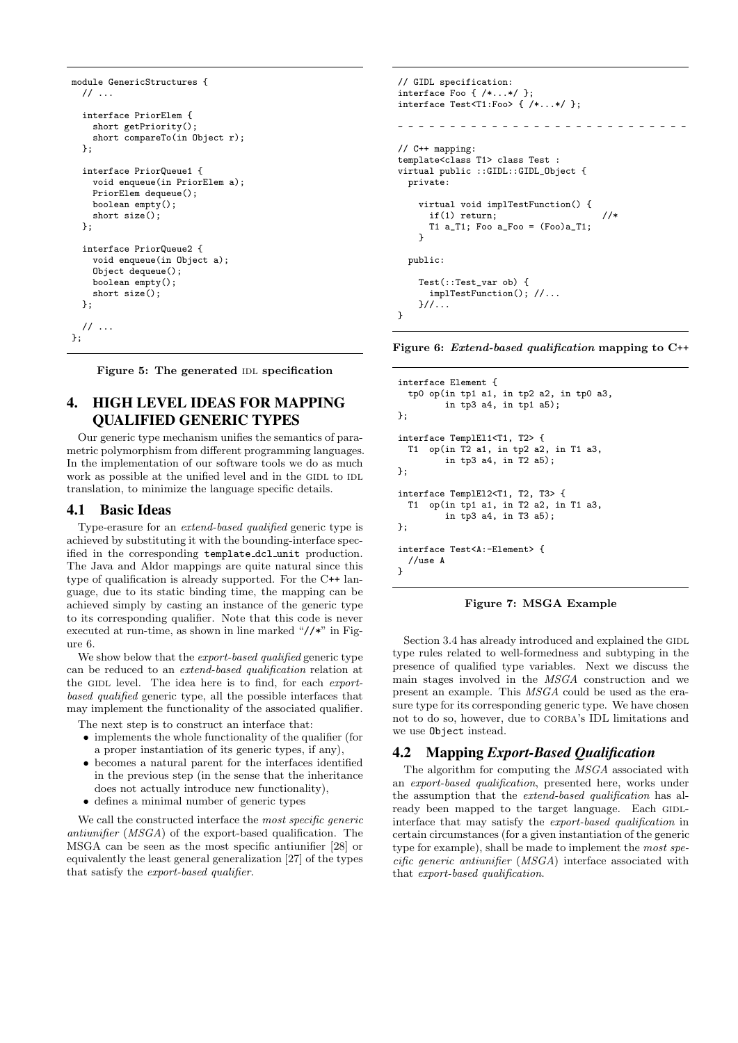```
module GenericStructures {
  // ...

  interface PriorElem {
    short getPriority();
    short compareTo(in Object r);
  };

  interface PriorQueue1 {
    void enqueue(in PriorElem a);
    PriorElem dequeue();
    boolean empty();
    short size();
  };

  interface PriorQueue2 {
    void enqueue(in Object a);
    Object dequeue();
    boolean empty();
    short size();
  };

  // ...
};
```

**Figure 5: The generated IDL specification**

## 4. HIGH LEVEL IDEAS FOR MAPPING QUALIFIED GENERIC TYPES

Our generic type mechanism unifies the semantics of parametric polymorphism from different programming languages. In the implementation of our software tools we do as much work as possible at the unified level and in the GIDL to IDL translation, to minimize the language specific details.

### 4.1 Basic Ideas

Type-erasure for an *extend-based qualified* generic type is achieved by substituting it with the bounding-interface specified in the corresponding `template_dcl_unit` production. The Java and Aldor mappings are quite natural since this type of qualification is already supported. For the C++ language, due to its static binding time, the mapping can be achieved simply by casting an instance of the generic type to its corresponding qualifier. Note that this code is never executed at run-time, as shown in line marked "//*" in Figure 6.

We show below that the *export-based qualified* generic type can be reduced to an *extend-based qualification* relation at the GIDL level. The idea here is to find, for each *export-based qualified* generic type, all the possible interfaces that may implement the functionality of the associated qualifier.

The next step is to construct an interface that:

- implements the whole functionality of the qualifier (for a proper instantiation of its generic types, if any),
- becomes a natural parent for the interfaces identified in the previous step (in the sense that the inheritance does not actually introduce new functionality),
- defines a minimal number of generic types

We call the constructed interface the *most specific generic antiunifier* (*MSGA*) of the export-based qualification. The MSGA can be seen as the most specific antiunifier [28] or equivalently the least general generalization [27] of the types that satisfy the *export-based qualifier*.

```
// GIDL specification:
interface Foo { /*...*/ };
interface Test<T1:Foo> { /*...*/ };

- - - - - - - - - - - - - - - - - - - - - - - - - -

// C++ mapping:
template<class T1> class Test :
virtual public ::GIDL::GIDL_Object {
  private:

    virtual void implTestFunction() {
      if(1) return;                    //*
      T1 a_T1; Foo a_Foo = (Foo)a_T1;
    }

  public:

    Test(::Test_var ob) {
      implTestFunction(); //...
    }//...
}
```

**Figure 6: *Extend-based qualification* mapping to C++**

```
interface Element {
  tp0 op(in tp1 a1, in tp2 a2, in tp0 a3,
         in tp3 a4, in tp1 a5);
};

interface TemplEl1<T1, T2> {
  T1  op(in T2 a1, in tp2 a2, in T1 a3,
         in tp3 a4, in T2 a5);
};

interface TemplEl2<T1, T2, T3> {
  T1  op(in tp1 a1, in T2 a2, in T1 a3,
         in tp3 a4, in T3 a5);
};

interface Test<A:-Element> {
  //use A
}
```

**Figure 7: MSGA Example**

Section 3.4 has already introduced and explained the GIDL type rules related to well-formedness and subtyping in the presence of qualified type variables. Next we discuss the main stages involved in the *MSGA* construction and we present an example. This *MSGA* could be used as the erasure type for its corresponding generic type. We have chosen not to do so, however, due to CORBA's IDL limitations and we use `Object` instead.

### 4.2 Mapping *Export-Based Qualification*

The algorithm for computing the *MSGA* associated with an *export-based qualification*, presented here, works under the assumption that the *extend-based qualification* has already been mapped to the target language. Each GIDL-interface that may satisfy the *export-based qualification* in certain circumstances (for a given instantiation of the generic type for example), shall be made to implement the *most specific generic antiunifier* (*MSGA*) interface associated with that *export-based qualification*.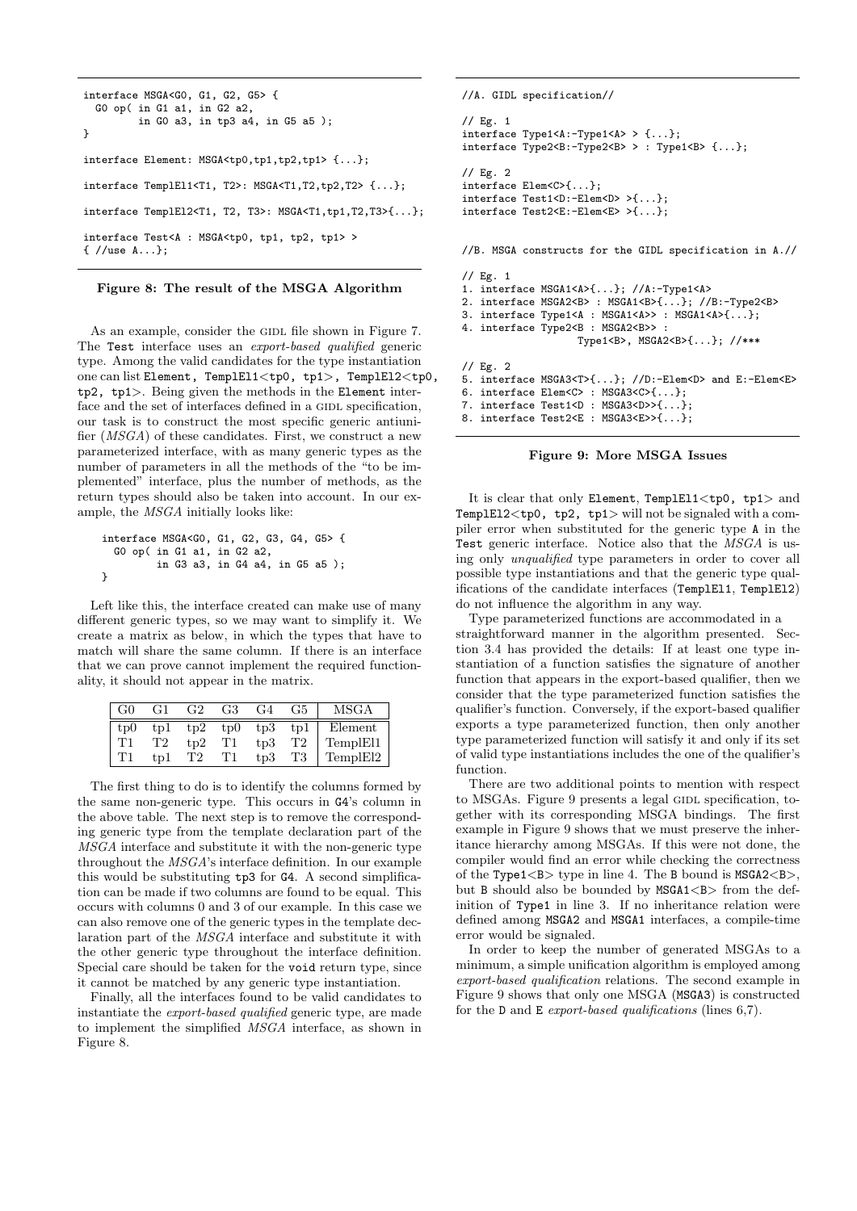```
interface MSGA<G0, G1, G2, G5> {
  G0 op( in G1 a1, in G2 a2,
         in G0 a3, in tp3 a4, in G5 a5 );
}

interface Element: MSGA<tp0,tp1,tp2,tp1> {...};

interface TemplEl1<T1, T2>: MSGA<T1,T2,tp2,T2> {...};

interface TemplEl2<T1, T2, T3>: MSGA<T1,tp1,T2,T3>{...};

interface Test<A : MSGA<tp0, tp1, tp2, tp1> >
{ //use A...};
```

**Figure 8: The result of the MSGA Algorithm**

As an example, consider the GIDL file shown in Figure 7. The `Test` interface uses an *export-based qualified* generic type. Among the valid candidates for the type instantiation one can list `Element, TemplEl1<tp0, tp1>, TemplEl2<tp0, tp2, tp1>`. Being given the methods in the `Element` interface and the set of interfaces defined in a GIDL specification, our task is to construct the most specific generic antiunifier (*MSGA*) of these candidates. First, we construct a new parameterized interface, with as many generic types as the number of parameters in all the methods of the "to be implemented" interface, plus the number of methods, as the return types should also be taken into account. In our example, the *MSGA* initially looks like:

```
interface MSGA<G0, G1, G2, G3, G4, G5> {
  G0 op( in G1 a1, in G2 a2,
         in G3 a3, in G4 a4, in G5 a5 );
}
```

Left like this, the interface created can make use of many different generic types, so we may want to simplify it. We create a matrix as below, in which the types that have to match will share the same column. If there is an interface that we can prove cannot implement the required functionality, it should not appear in the matrix.

| G0 | G1 | G2 | G3 | G4 | G5 | MSGA |
|---|---|---|---|---|---|---|
| tp0 | tp1 | tp2 | tp0 | tp3 | tp1 | Element |
| T1 | T2 | tp2 | T1 | tp3 | T2 | TemplEl1 |
| T1 | tp1 | T2 | T1 | tp3 | T3 | TemplEl2 |

The first thing to do is to identify the columns formed by the same non-generic type. This occurs in `G4`'s column in the above table. The next step is to remove the corresponding generic type from the template declaration part of the *MSGA* interface and substitute it with the non-generic type throughout the *MSGA*'s interface definition. In our example this would be substituting `tp3` for `G4`. A second simplification can be made if two columns are found to be equal. This occurs with columns 0 and 3 of our example. In this case we can also remove one of the generic types in the template declaration part of the *MSGA* interface and substitute it with the other generic type throughout the interface definition. Special care should be taken for the `void` return type, since it cannot be matched by any generic type instantiation.

Finally, all the interfaces found to be valid candidates to instantiate the *export-based qualified* generic type, are made to implement the simplified *MSGA* interface, as shown in Figure 8.

```
//A. GIDL specification//

// Eg. 1
interface Type1<A:-Type1<A> > {...};
interface Type2<B:-Type2<B> > : Type1<B> {...};

// Eg. 2
interface Elem<C>{...};
interface Test1<D:-Elem<D> >{...};
interface Test2<E:-Elem<E> >{...};


//B. MSGA constructs for the GIDL specification in A.//

// Eg. 1
1. interface MSGA1<A>{...}; //A:-Type1<A>
2. interface MSGA2<B> : MSGA1<B>{...}; //B:-Type2<B>
3. interface Type1<A : MSGA1<A>> : MSGA1<A>{...};
4. interface Type2<B : MSGA2<B>> :
                   Type1<B>, MSGA2<B>{...}; //***

// Eg. 2
5. interface MSGA3<T>{...}; //D:-Elem<D> and E:-Elem<E>
6. interface Elem<C> : MSGA3<C>{...};
7. interface Test1<D : MSGA3<D>>{...};
8. interface Test2<E : MSGA3<E>>{...};
```

**Figure 9: More MSGA Issues**

It is clear that only `Element`, `TemplEl1<tp0, tp1>` and `TemplEl2<tp0, tp2, tp1>` will not be signaled with a compiler error when substituted for the generic type `A` in the `Test` generic interface. Notice also that the *MSGA* is using only *unqualified* type parameters in order to cover all possible type instantiations and that the generic type qualifications of the candidate interfaces (`TemplEl1`, `TemplEl2`) do not influence the algorithm in any way.

Type parameterized functions are accommodated in a straightforward manner in the algorithm presented. Section 3.4 has provided the details: If at least one type instantiation of a function satisfies the signature of another function that appears in the export-based qualifier, then we consider that the type parameterized function satisfies the qualifier's function. Conversely, if the export-based qualifier exports a type parameterized function, then only another type parameterized function will satisfy it and only if its set of valid type instantiations includes the one of the qualifier's function.

There are two additional points to mention with respect to MSGAs. Figure 9 presents a legal GIDL specification, together with its corresponding MSGA bindings. The first example in Figure 9 shows that we must preserve the inheritance hierarchy among MSGAs. If this were not done, the compiler would find an error while checking the correctness of the `Type1<B>` type in line 4. The `B` bound is `MSGA2<B>`, but `B` should also be bounded by `MSGA1<B>` from the definition of `Type1` in line 3. If no inheritance relation were defined among `MSGA2` and `MSGA1` interfaces, a compile-time error would be signaled.

In order to keep the number of generated MSGAs to a minimum, a simple unification algorithm is employed among *export-based qualification* relations. The second example in Figure 9 shows that only one MSGA (`MSGA3`) is constructed for the `D` and `E` *export-based qualifications* (lines 6,7).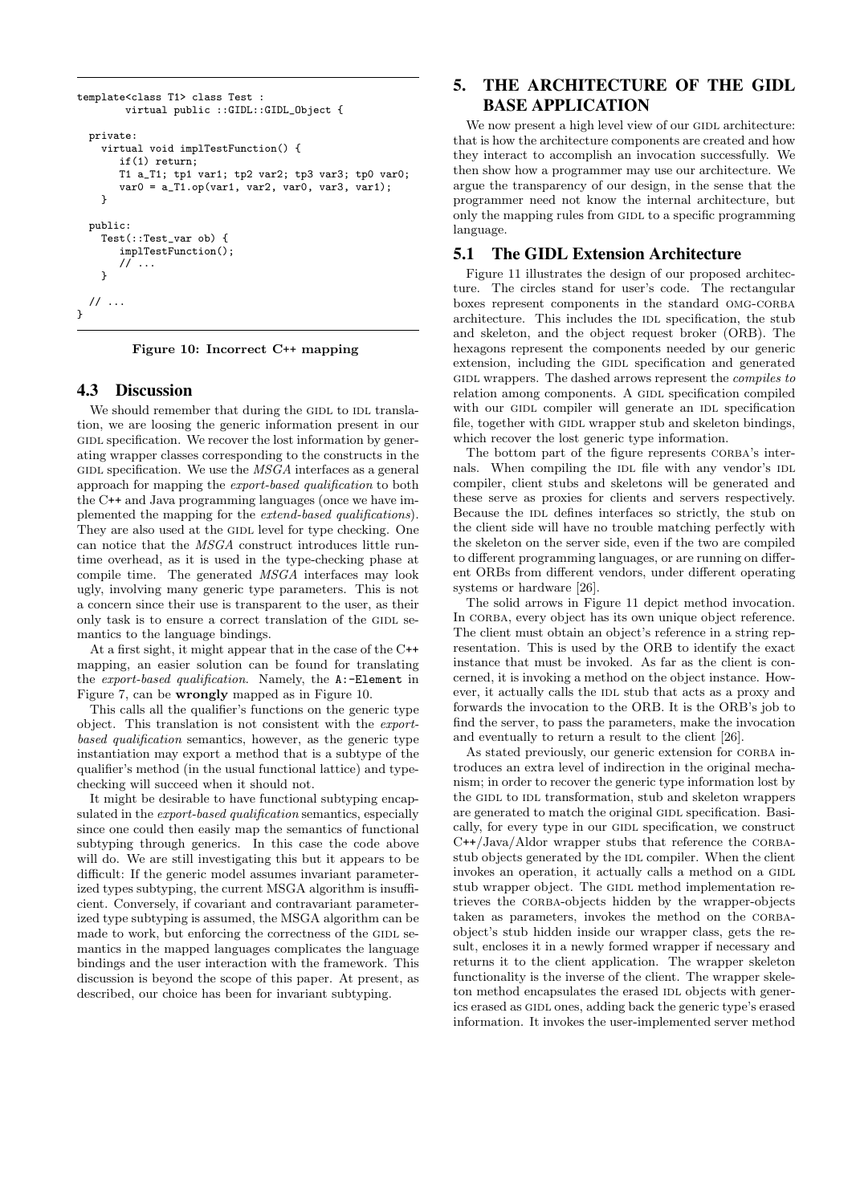```
template<class T1> class Test :
        virtual public ::GIDL::GIDL_Object {

  private:
    virtual void implTestFunction() {
       if(1) return;
       T1 a_T1; tp1 var1; tp2 var2; tp3 var3; tp0 var0;
       var0 = a_T1.op(var1, var2, var0, var3, var1);
    }

  public:
    Test(::Test_var ob) {
       implTestFunction();
       // ...
    }

  // ...
}
```

**Figure 10: Incorrect C++ mapping**

## 4.3 Discussion

We should remember that during the GIDL to IDL translation, we are loosing the generic information present in our GIDL specification. We recover the lost information by generating wrapper classes corresponding to the constructs in the GIDL specification. We use the *MSGA* interfaces as a general approach for mapping the *export-based qualification* to both the C++ and Java programming languages (once we have implemented the mapping for the *extend-based qualifications*). They are also used at the GIDL level for type checking. One can notice that the *MSGA* construct introduces little runtime overhead, as it is used in the type-checking phase at compile time. The generated *MSGA* interfaces may look ugly, involving many generic type parameters. This is not a concern since their use is transparent to the user, as their only task is to ensure a correct translation of the GIDL semantics to the language bindings.

At a first sight, it might appear that in the case of the C++ mapping, an easier solution can be found for translating the *export-based qualification*. Namely, the `A:-Element` in Figure 7, can be **wrongly** mapped as in Figure 10.

This calls all the qualifier's functions on the generic type object. This translation is not consistent with the *export-based qualification* semantics, however, as the generic type instantiation may export a method that is a subtype of the qualifier's method (in the usual functional lattice) and type-checking will succeed when it should not.

It might be desirable to have functional subtyping encapsulated in the *export-based qualification* semantics, especially since one could then easily map the semantics of functional subtyping through generics. In this case the code above will do. We are still investigating this but it appears to be difficult: If the generic model assumes invariant parameterized types subtyping, the current MSGA algorithm is insufficient. Conversely, if covariant and contravariant parameterized type subtyping is assumed, the MSGA algorithm can be made to work, but enforcing the correctness of the GIDL semantics in the mapped languages complicates the language bindings and the user interaction with the framework. This discussion is beyond the scope of this paper. At present, as described, our choice has been for invariant subtyping.

# 5. THE ARCHITECTURE OF THE GIDL BASE APPLICATION

We now present a high level view of our GIDL architecture: that is how the architecture components are created and how they interact to accomplish an invocation successfully. We then show how a programmer may use our architecture. We argue the transparency of our design, in the sense that the programmer need not know the internal architecture, but only the mapping rules from GIDL to a specific programming language.

## 5.1 The GIDL Extension Architecture

Figure 11 illustrates the design of our proposed architecture. The circles stand for user's code. The rectangular boxes represent components in the standard OMG-CORBA architecture. This includes the IDL specification, the stub and skeleton, and the object request broker (ORB). The hexagons represent the components needed by our generic extension, including the GIDL specification and generated GIDL wrappers. The dashed arrows represent the *compiles to* relation among components. A GIDL specification compiled with our GIDL compiler will generate an IDL specification file, together with GIDL wrapper stub and skeleton bindings, which recover the lost generic type information.

The bottom part of the figure represents CORBA's internals. When compiling the IDL file with any vendor's IDL compiler, client stubs and skeletons will be generated and these serve as proxies for clients and servers respectively. Because the IDL defines interfaces so strictly, the stub on the client side will have no trouble matching perfectly with the skeleton on the server side, even if the two are compiled to different programming languages, or are running on different ORBs from different vendors, under different operating systems or hardware [26].

The solid arrows in Figure 11 depict method invocation. In CORBA, every object has its own unique object reference. The client must obtain an object's reference in a string representation. This is used by the ORB to identify the exact instance that must be invoked. As far as the client is concerned, it is invoking a method on the object instance. However, it actually calls the IDL stub that acts as a proxy and forwards the invocation to the ORB. It is the ORB's job to find the server, to pass the parameters, make the invocation and eventually to return a result to the client [26].

As stated previously, our generic extension for CORBA introduces an extra level of indirection in the original mechanism; in order to recover the generic type information lost by the GIDL to IDL transformation, stub and skeleton wrappers are generated to match the original GIDL specification. Basically, for every type in our GIDL specification, we construct C++/Java/Aldor wrapper stubs that reference the CORBA-stub objects generated by the IDL compiler. When the client invokes an operation, it actually calls a method on a GIDL stub wrapper object. The GIDL method implementation retrieves the CORBA-objects hidden by the wrapper-objects taken as parameters, invokes the method on the CORBA-object's stub hidden inside our wrapper class, gets the result, encloses it in a newly formed wrapper if necessary and returns it to the client application. The wrapper skeleton functionality is the inverse of the client. The wrapper skeleton method encapsulates the erased IDL objects with generics erased as GIDL ones, adding back the generic type's erased information. It invokes the user-implemented server method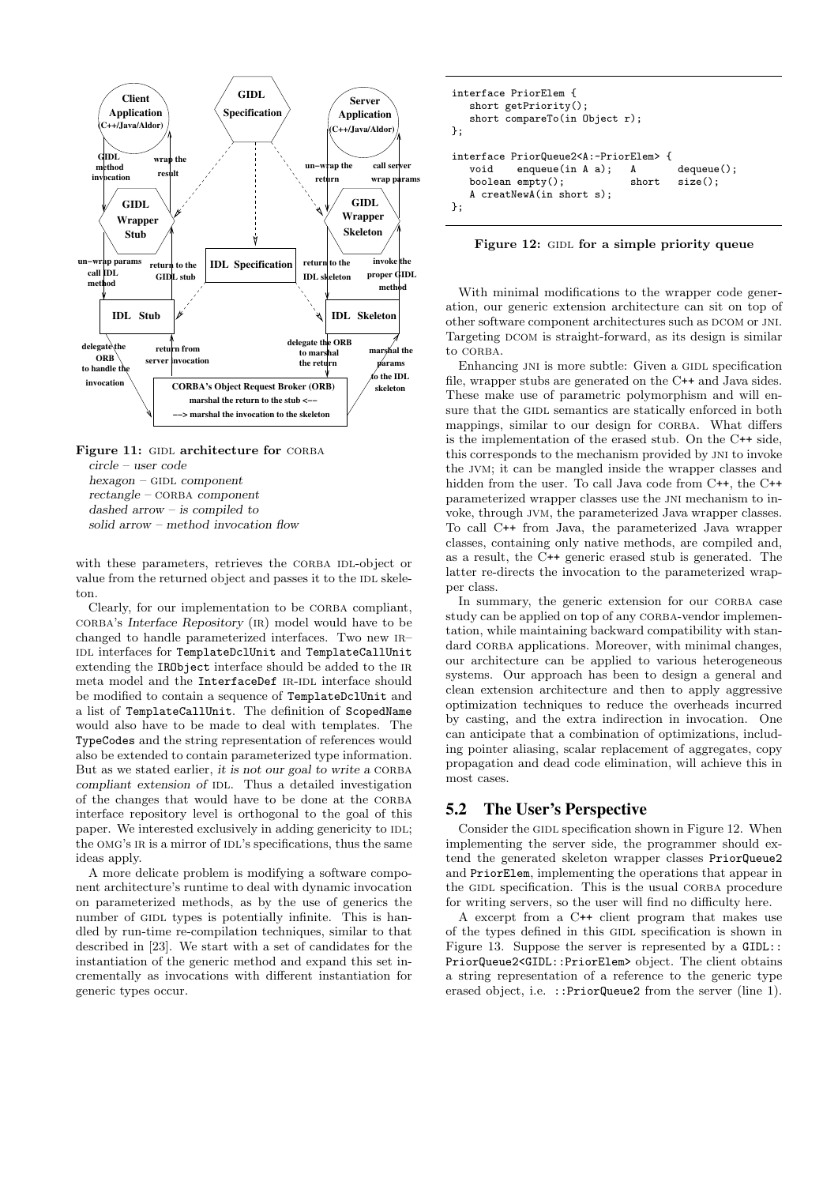Figure 11: GIDL architecture for CORBA

*circle – user code*
*hexagon –* GIDL *component*
*rectangle –* CORBA *component*
*dashed arrow – is compiled to*
*solid arrow – method invocation flow*

with these parameters, retrieves the CORBA IDL-object or value from the returned object and passes it to the IDL skeleton.

Clearly, for our implementation to be CORBA compliant, CORBA's *Interface Repository* (IR) model would have to be changed to handle parameterized interfaces. Two new IR–IDL interfaces for `TemplateDclUnit` and `TemplateCallUnit` extending the `IRObject` interface should be added to the IR meta model and the `InterfaceDef` IR-IDL interface should be modified to contain a sequence of `TemplateDclUnit` and a list of `TemplateCallUnit`. The definition of `ScopedName` would also have to be made to deal with templates. The `TypeCodes` and the string representation of references would also be extended to contain parameterized type information. But as we stated earlier, *it is not our goal to write a* CORBA *compliant extension of* IDL. Thus a detailed investigation of the changes that would have to be done at the CORBA interface repository level is orthogonal to the goal of this paper. We interested exclusively in adding genericity to IDL; the OMG's IR is a mirror of IDL's specifications, thus the same ideas apply.

A more delicate problem is modifying a software component architecture's runtime to deal with dynamic invocation on parameterized methods, as by the use of generics the number of GIDL types is potentially infinite. This is handled by run-time re-compilation techniques, similar to that described in [23]. We start with a set of candidates for the instantiation of the generic method and expand this set incrementally as invocations with different instantiation for generic types occur.

```
interface PriorElem {
   short getPriority();
   short compareTo(in Object r);
};

interface PriorQueue2<A:-PriorElem> {
   void    enqueue(in A a);   A       dequeue();
   boolean empty();           short   size();
   A creatNewA(in short s);
};
```

**Figure 12:** GIDL **for a simple priority queue**

With minimal modifications to the wrapper code generation, our generic extension architecture can sit on top of other software component architectures such as DCOM or JNI. Targeting DCOM is straight-forward, as its design is similar to CORBA.

Enhancing JNI is more subtle: Given a GIDL specification file, wrapper stubs are generated on the C++ and Java sides. These make use of parametric polymorphism and will ensure that the GIDL semantics are statically enforced in both mappings, similar to our design for CORBA. What differs is the implementation of the erased stub. On the C++ side, this corresponds to the mechanism provided by JNI to invoke the JVM; it can be mangled inside the wrapper classes and hidden from the user. To call Java code from C++, the C++ parameterized wrapper classes use the JNI mechanism to invoke, through JVM, the parameterized Java wrapper classes. To call C++ from Java, the parameterized Java wrapper classes, containing only native methods, are compiled and, as a result, the C++ generic erased stub is generated. The latter re-directs the invocation to the parameterized wrapper class.

In summary, the generic extension for our CORBA case study can be applied on top of any CORBA-vendor implementation, while maintaining backward compatibility with standard CORBA applications. Moreover, with minimal changes, our architecture can be applied to various heterogeneous systems. Our approach has been to design a general and clean extension architecture and then to apply aggressive optimization techniques to reduce the overheads incurred by casting, and the extra indirection in invocation. One can anticipate that a combination of optimizations, including pointer aliasing, scalar replacement of aggregates, copy propagation and dead code elimination, will achieve this in most cases.

## 5.2 The User's Perspective

Consider the GIDL specification shown in Figure 12. When implementing the server side, the programmer should extend the generated skeleton wrapper classes `PriorQueue2` and `PriorElem`, implementing the operations that appear in the GIDL specification. This is the usual CORBA procedure for writing servers, so the user will find no difficulty here.

A excerpt from a C++ client program that makes use of the types defined in this GIDL specification is shown in Figure 13. Suppose the server is represented by a `GIDL::PriorQueue2<GIDL::PriorElem>` object. The client obtains a string representation of a reference to the generic type erased object, i.e. `::PriorQueue2` from the server (line 1).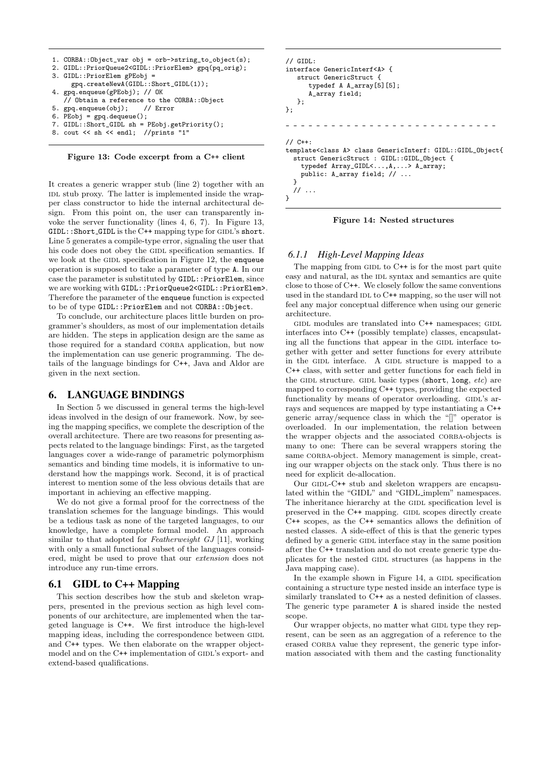```
1. CORBA::Object_var obj = orb->string_to_object(s);
2. GIDL::PriorQueue2<GIDL::PriorElem> gpq(pq_orig);
3. GIDL::PriorElem gPEobj =
     gpq.createNewA(GIDL::Short_GIDL(1));
4. gpq.enqueue(gPEobj); // OK
   // Obtain a reference to the CORBA::Object
5. gpq.enqueue(obj);    // Error
6. PEobj = gpq.dequeue();
7. GIDL::Short_GIDL sh = PEobj.getPriority();
8. cout << sh << endl;  //prints "1"
```

**Figure 13: Code excerpt from a C++ client**

It creates a generic wrapper stub (line 2) together with an IDL stub proxy. The latter is implemented inside the wrapper class constructor to hide the internal architectural design. From this point on, the user can transparently invoke the server functionality (lines 4, 6, 7). In Figure 13, `GIDL::Short_GIDL` is the C++ mapping type for GIDL's `short`. Line 5 generates a compile-type error, signaling the user that his code does not obey the GIDL specification semantics. If we look at the GIDL specification in Figure 12, the `enqueue` operation is supposed to take a parameter of type `A`. In our case the parameter is substituted by `GIDL::PriorElem`, since we are working with `GIDL::PriorQueue2<GIDL::PriorElem>`. Therefore the parameter of the `enqueue` function is expected to be of type `GIDL::PriorElem` and not `CORBA::Object`.

To conclude, our architecture places little burden on programmer's shoulders, as most of our implementation details are hidden. The steps in application design are the same as those required for a standard CORBA application, but now the implementation can use generic programming. The details of the language bindings for C++, Java and Aldor are given in the next section.

## 6. LANGUAGE BINDINGS

In Section 5 we discussed in general terms the high-level ideas involved in the design of our framework. Now, by seeing the mapping specifics, we complete the description of the overall architecture. There are two reasons for presenting aspects related to the language bindings: First, as the targeted languages cover a wide-range of parametric polymorphism semantics and binding time models, it is informative to understand how the mappings work. Second, it is of practical interest to mention some of the less obvious details that are important in achieving an effective mapping.

We do not give a formal proof for the correctness of the translation schemes for the language bindings. This would be a tedious task as none of the targeted languages, to our knowledge, have a complete formal model. An approach similar to that adopted for *Featherweight GJ* [11], working with only a small functional subset of the languages considered, might be used to prove that our *extension* does not introduce any run-time errors.

### 6.1 GIDL to C++ Mapping

This section describes how the stub and skeleton wrappers, presented in the previous section as high level components of our architecture, are implemented when the targeted language is C++. We first introduce the high-level mapping ideas, including the correspondence between GIDL and C++ types. We then elaborate on the wrapper object-model and on the C++ implementation of GIDL's export- and extend-based qualifications.

```
// GIDL:
interface GenericInterf<A> {
   struct GenericStruct {
      typedef A A_array[5][5];
      A_array field;
   };
};
- - - - - - - - - - - - - - - - - - - - - - - - - -
// C++:
template<class A> class GenericInterf: GIDL::GIDL_Object{
  struct GenericStruct : GIDL::GIDL_Object {
    typedef Array_GIDL<...,A,...> A_array;
    public: A_array field; // ...
  }
  // ...
}
```

**Figure 14: Nested structures**

#### 6.1.1 High-Level Mapping Ideas

The mapping from GIDL to C++ is for the most part quite easy and natural, as the IDL syntax and semantics are quite close to those of C++. We closely follow the same conventions used in the standard IDL to C++ mapping, so the user will not feel any major conceptual difference when using our generic architecture.

GIDL modules are translated into C++ namespaces; GIDL interfaces into C++ (possibly template) classes, encapsulating all the functions that appear in the GIDL interface together with getter and setter functions for every attribute in the GIDL interface. A GIDL structure is mapped to a C++ class, with setter and getter functions for each field in the GIDL structure. GIDL basic types (**short**, **long**, *etc*) are mapped to corresponding C++ types, providing the expected functionality by means of operator overloading. GIDL's arrays and sequences are mapped by type instantiating a C++ generic array/sequence class in which the "[]" operator is overloaded. In our implementation, the relation between the wrapper objects and the associated CORBA-objects is many to one: There can be several wrappers storing the same CORBA-object. Memory management is simple, creating our wrapper objects on the stack only. Thus there is no need for explicit de-allocation.

Our GIDL-C++ stub and skeleton wrappers are encapsulated within the "GIDL" and "GIDL_implem" namespaces. The inheritance hierarchy at the GIDL specification level is preserved in the C++ mapping. GIDL scopes directly create C++ scopes, as the C++ semantics allows the definition of nested classes. A side-effect of this is that the generic types defined by a generic GIDL interface stay in the same position after the C++ translation and do not create generic type duplicates for the nested GIDL structures (as happens in the Java mapping case).

In the example shown in Figure 14, a GIDL specification containing a structure type nested inside an interface type is similarly translated to C++ as a nested definition of classes. The generic type parameter `A` is shared inside the nested scope.

Our wrapper objects, no matter what GIDL type they represent, can be seen as an aggregation of a reference to the erased CORBA value they represent, the generic type information associated with them and the casting functionality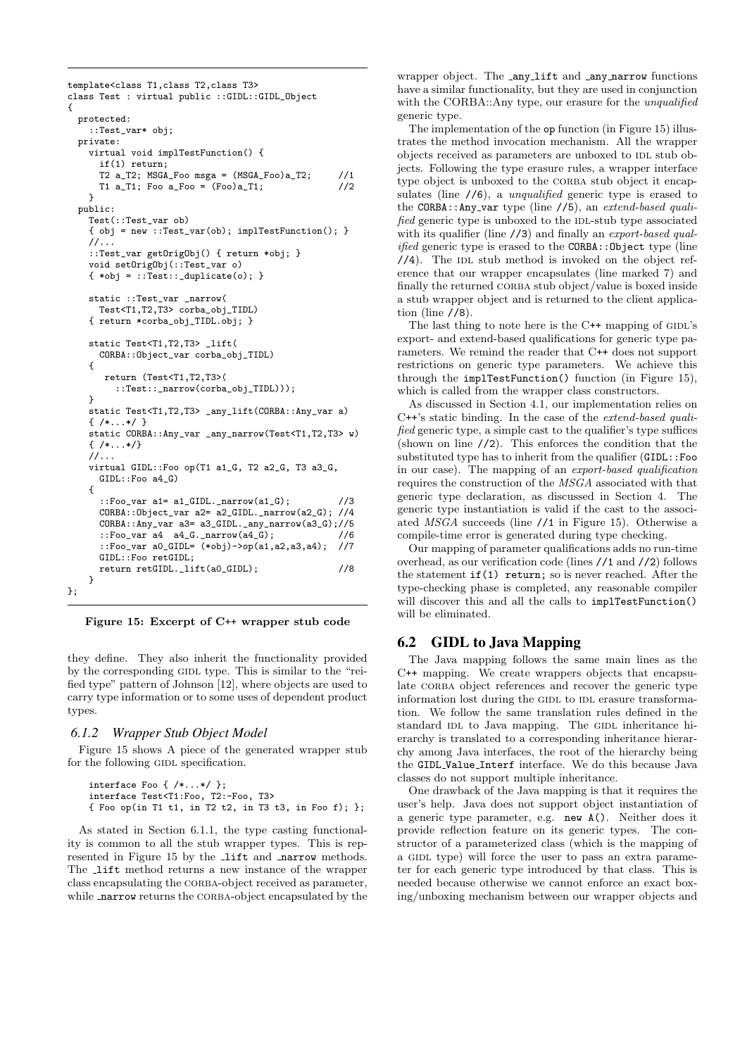```
template<class T1,class T2,class T3>
class Test : virtual public ::GIDL::GIDL_Object
{
  protected:
    ::Test_var* obj;
  private:
    virtual void implTestFunction() {
      if(1) return;
      T2 a_T2; MSGA_Foo msga = (MSGA_Foo)a_T2;     //1
      T1 a_T1; Foo a_Foo = (Foo)a_T1;              //2
    }
  public:
    Test(::Test_var ob)
    { obj = new ::Test_var(ob); implTestFunction(); }
    //...
    ::Test_var getOrigObj() { return *obj; }
    void setOrigObj(::Test_var o)
    { *obj = ::Test::_duplicate(o); }

    static ::Test_var _narrow(
      Test<T1,T2,T3> corba_obj_TIDL)
    { return *corba_obj_TIDL.obj; }

    static Test<T1,T2,T3> _lift(
      CORBA::Object_var corba_obj_TIDL)
    {
       return (Test<T1,T2,T3>(
         ::Test::_narrow(corba_obj_TIDL)));
    }
    static Test<T1,T2,T3> _any_lift(CORBA::Any_var a)
    { /*...*/ }
    static CORBA::Any_var _any_narrow(Test<T1,T2,T3> w)
    { /*...*/}
    //...
    virtual GIDL::Foo op(T1 a1_G, T2 a2_G, T3 a3_G,
      GIDL::Foo a4_G)
    {
      ::Foo_var a1= a1_GIDL._narrow(a1_G);         //3
      CORBA::Object_var a2= a2_GIDL._narrow(a2_G); //4
      CORBA::Any_var a3= a3_GIDL._any_narrow(a3_G);//5
      ::Foo_var a4  a4_G._narrow(a4_G);            //6
      ::Foo_var a0_GIDL= (*obj)->op(a1,a2,a3,a4);  //7
      GIDL::Foo retGIDL;
      return retGIDL._lift(a0_GIDL);               //8
    }
};
```

**Figure 15: Excerpt of C++ wrapper stub code**

they define. They also inherit the functionality provided by the corresponding GIDL type. This is similar to the "reified type" pattern of Johnson [12], where objects are used to carry type information or to some uses of dependent product types.

### 6.1.2 Wrapper Stub Object Model

Figure 15 shows A piece of the generated wrapper stub for the following GIDL specification.

```
interface Foo { /*...*/ };
interface Test<T1:Foo, T2:-Foo, T3>
{ Foo op(in T1 t1, in T2 t2, in T3 t3, in Foo f); };
```

As stated in Section 6.1.1, the type casting functionality is common to all the stub wrapper types. This is represented in Figure 15 by the _lift and _narrow methods. The _lift method returns a new instance of the wrapper class encapsulating the CORBA-object received as parameter, while _narrow returns the CORBA-object encapsulated by the wrapper object. The _any_lift and _any_narrow functions have a similar functionality, but they are used in conjunction with the CORBA::Any type, our erasure for the *unqualified* generic type.

The implementation of the op function (in Figure 15) illustrates the method invocation mechanism. All the wrapper objects received as parameters are unboxed to IDL stub objects. Following the type erasure rules, a wrapper interface type object is unboxed to the CORBA stub object it encapsulates (line //6), a *unqualified* generic type is erased to the CORBA::Any_var type (line //5), an *extend-based qualified* generic type is unboxed to the IDL-stub type associated with its qualifier (line //3) and finally an *export-based qualified* generic type is erased to the CORBA::Object type (line //4). The IDL stub method is invoked on the object reference that our wrapper encapsulates (line marked 7) and finally the returned CORBA stub object/value is boxed inside a stub wrapper object and is returned to the client application (line //8).

The last thing to note here is the C++ mapping of GIDL's export- and extend-based qualifications for generic type parameters. We remind the reader that C++ does not support restrictions on generic type parameters. We achieve this through the implTestFunction() function (in Figure 15), which is called from the wrapper class constructors.

As discussed in Section 4.1, our implementation relies on C++'s static binding. In the case of the *extend-based qualified* generic type, a simple cast to the qualifier's type suffices (shown on line //2). This enforces the condition that the substituted type has to inherit from the qualifier (GIDL::Foo in our case). The mapping of an *export-based qualification* requires the construction of the *MSGA* associated with that generic type declaration, as discussed in Section 4. The generic type instantiation is valid if the cast to the associated *MSGA* succeeds (line //1 in Figure 15). Otherwise a compile-time error is generated during type checking.

Our mapping of parameter qualifications adds no run-time overhead, as our verification code (lines //1 and //2) follows the statement if(1) return; so is never reached. After the type-checking phase is completed, any reasonable compiler will discover this and all the calls to implTestFunction() will be eliminated.

## 6.2 GIDL to Java Mapping

The Java mapping follows the same main lines as the C++ mapping. We create wrappers objects that encapsulate CORBA object references and recover the generic type information lost during the GIDL to IDL erasure transformation. We follow the same translation rules defined in the standard IDL to Java mapping. The GIDL inheritance hierarchy is translated to a corresponding inheritance hierarchy among Java interfaces, the root of the hierarchy being the GIDL_Value_Interf interface. We do this because Java classes do not support multiple inheritance.

One drawback of the Java mapping is that it requires the user's help. Java does not support object instantiation of a generic type parameter, e.g. new A(). Neither does it provide reflection feature on its generic types. The constructor of a parameterized class (which is the mapping of a GIDL type) will force the user to pass an extra parameter for each generic type introduced by that class. This is needed because otherwise we cannot enforce an exact boxing/unboxing mechanism between our wrapper objects and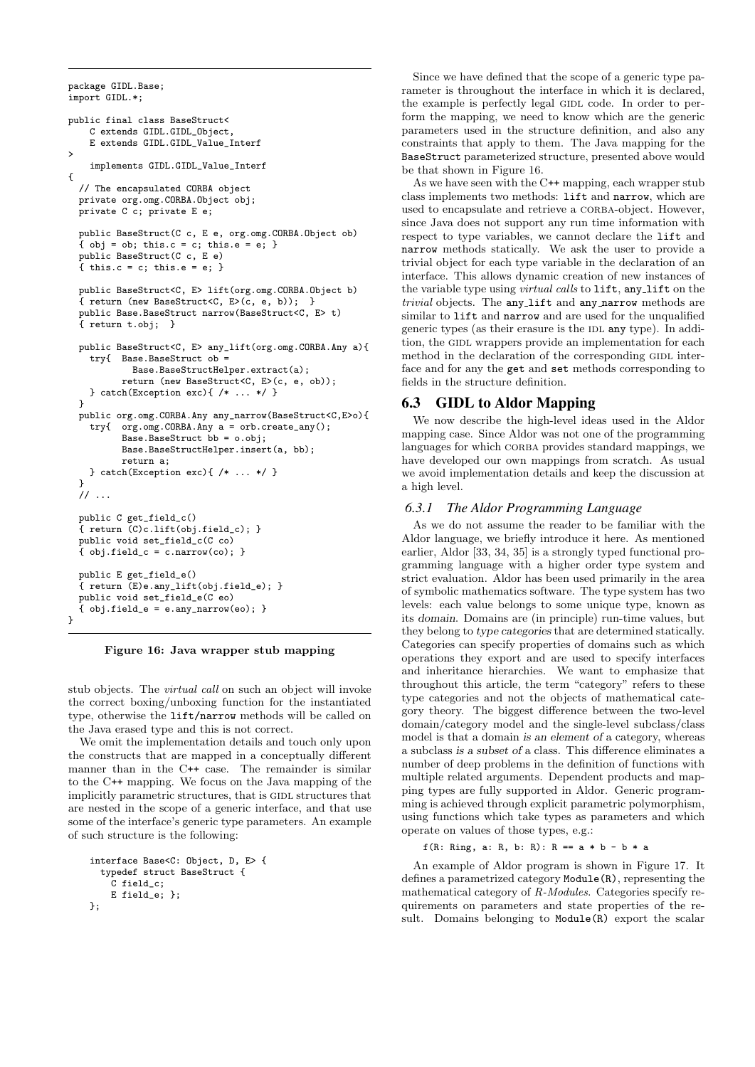```
package GIDL.Base;
import GIDL.*;

public final class BaseStruct<
    C extends GIDL.GIDL_Object,
    E extends GIDL.GIDL_Value_Interf
>
    implements GIDL.GIDL_Value_Interf
{
  // The encapsulated CORBA object
  private org.omg.CORBA.Object obj;
  private C c; private E e;

  public BaseStruct(C c, E e, org.omg.CORBA.Object ob)
  { obj = ob; this.c = c; this.e = e; }
  public BaseStruct(C c, E e)
  { this.c = c; this.e = e; }

  public BaseStruct<C, E> lift(org.omg.CORBA.Object b)
  { return (new BaseStruct<C, E>(c, e, b)); }
  public Base.BaseStruct narrow(BaseStruct<C, E> t)
  { return t.obj; }

  public BaseStruct<C, E> any_lift(org.omg.CORBA.Any a){
    try{  Base.BaseStruct ob =
            Base.BaseStructHelper.extract(a);
          return (new BaseStruct<C, E>(c, e, ob));
    } catch(Exception exc){ /* ... */ }
  }
  public org.omg.CORBA.Any any_narrow(BaseStruct<C,E>o){
    try{  org.omg.CORBA.Any a = orb.create_any();
          Base.BaseStruct bb = o.obj;
          Base.BaseStructHelper.insert(a, bb);
          return a;
    } catch(Exception exc){ /* ... */ }
  }
  // ...

  public C get_field_c()
  { return (C)c.lift(obj.field_c); }
  public void set_field_c(C co)
  { obj.field_c = c.narrow(co); }

  public E get_field_e()
  { return (E)e.any_lift(obj.field_e); }
  public void set_field_e(E eo)
  { obj.field_e = e.any_narrow(eo); }
}
```

**Figure 16: Java wrapper stub mapping**

stub objects. The *virtual call* on such an object will invoke the correct boxing/unboxing function for the instantiated type, otherwise the lift/narrow methods will be called on the Java erased type and this is not correct.

We omit the implementation details and touch only upon the constructs that are mapped in a conceptually different manner than in the C++ case. The remainder is similar to the C++ mapping. We focus on the Java mapping of the implicitly parametric structures, that is GIDL structures that are nested in the scope of a generic interface, and that use some of the interface's generic type parameters. An example of such structure is the following:

```
interface Base<C: Object, D, E> {
  typedef struct BaseStruct {
    C field_c;
    E field_e; };
};
```

Since we have defined that the scope of a generic type parameter is throughout the interface in which it is declared, the example is perfectly legal GIDL code. In order to perform the mapping, we need to know which are the generic parameters used in the structure definition, and also any constraints that apply to them. The Java mapping for the BaseStruct parameterized structure, presented above would be that shown in Figure 16.

As we have seen with the C++ mapping, each wrapper stub class implements two methods: lift and narrow, which are used to encapsulate and retrieve a CORBA-object. However, since Java does not support any run time information with respect to type variables, we cannot declare the lift and narrow methods statically. We ask the user to provide a trivial object for each type variable in the declaration of an interface. This allows dynamic creation of new instances of the variable type using *virtual calls* to lift, any_lift on the *trivial* objects. The any_lift and any_narrow methods are similar to lift and narrow and are used for the unqualified generic types (as their erasure is the IDL any type). In addition, the GIDL wrappers provide an implementation for each method in the declaration of the corresponding GIDL interface and for any the get and set methods corresponding to fields in the structure definition.

## 6.3 GIDL to Aldor Mapping

We now describe the high-level ideas used in the Aldor mapping case. Since Aldor was not one of the programming languages for which CORBA provides standard mappings, we have developed our own mappings from scratch. As usual we avoid implementation details and keep the discussion at a high level.

### 6.3.1 The Aldor Programming Language

As we do not assume the reader to be familiar with the Aldor language, we briefly introduce it here. As mentioned earlier, Aldor [33, 34, 35] is a strongly typed functional programming language with a higher order type system and strict evaluation. Aldor has been used primarily in the area of symbolic mathematics software. The type system has two levels: each value belongs to some unique type, known as its *domain*. Domains are (in principle) run-time values, but they belong to *type categories* that are determined statically. Categories can specify properties of domains such as which operations they export and are used to specify interfaces and inheritance hierarchies. We want to emphasize that throughout this article, the term "category" refers to these type categories and not the objects of mathematical category theory. The biggest difference between the two-level domain/category model and the single-level subclass/class model is that a domain *is an element of* a category, whereas a subclass *is a subset of* a class. This difference eliminates a number of deep problems in the definition of functions with multiple related arguments. Dependent products and mapping types are fully supported in Aldor. Generic programming is achieved through explicit parametric polymorphism, using functions which take types as parameters and which operate on values of those types, e.g.:

```
f(R: Ring, a: R, b: R): R == a * b - b * a
```

An example of Aldor program is shown in Figure 17. It defines a parametrized category Module(R), representing the mathematical category of *R-Modules*. Categories specify requirements on parameters and state properties of the result. Domains belonging to Module(R) export the scalar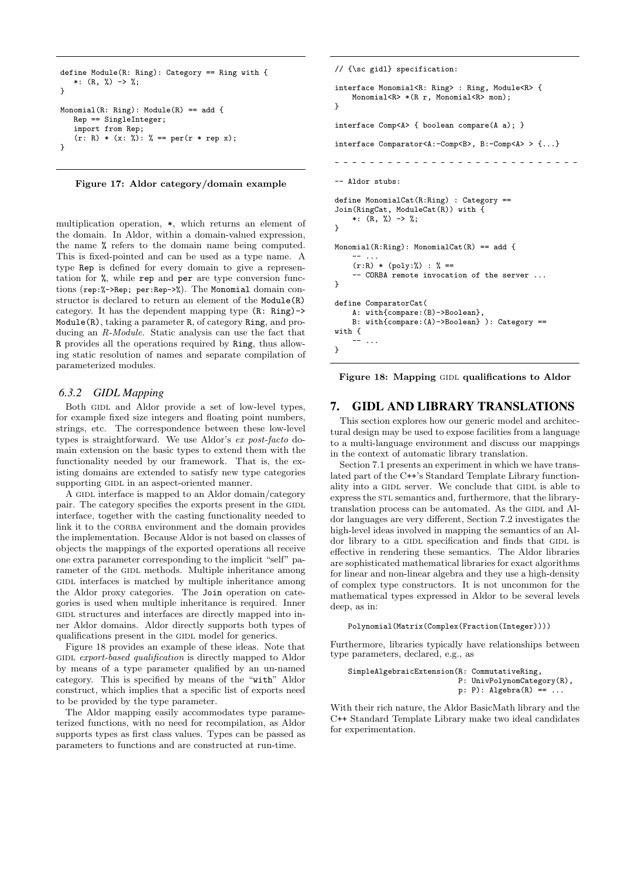```
define Module(R: Ring): Category == Ring with {
    *: (R, %) -> %;
}

Monomial(R: Ring): Module(R) == add {
   Rep == SingleInteger;
   import from Rep;
   (r: R) * (x: %): % == per(r * rep x);
}
```

**Figure 17: Aldor category/domain example**

multiplication operation, `*`, which returns an element of the domain. In Aldor, within a domain-valued expression, the name `%` refers to the domain name being computed. This is fixed-pointed and can be used as a type name. A type `Rep` is defined for every domain to give a representation for `%`, while `rep` and `per` are type conversion functions (`rep:%->Rep; per:Rep->%`). The `Monomial` domain constructor is declared to return an element of the `Module(R)` category. It has the dependent mapping type `(R: Ring)-> Module(R)`, taking a parameter `R`, of category `Ring`, and producing an *R-Module*. Static analysis can use the fact that `R` provides all the operations required by `Ring`, thus allowing static resolution of names and separate compilation of parameterized modules.

### 6.3.2 GIDL Mapping

Both GIDL and Aldor provide a set of low-level types, for example fixed size integers and floating point numbers, strings, etc. The correspondence between these low-level types is straightforward. We use Aldor's *ex post-facto* domain extension on the basic types to extend them with the functionality needed by our framework. That is, the existing domains are extended to satisfy new type categories supporting GIDL in an aspect-oriented manner.

A GIDL interface is mapped to an Aldor domain/category pair. The category specifies the exports present in the GIDL interface, together with the casting functionality needed to link it to the CORBA environment and the domain provides the implementation. Because Aldor is not based on classes of objects the mappings of the exported operations all receive one extra parameter corresponding to the implicit "self" parameter of the GIDL methods. Multiple inheritance among GIDL interfaces is matched by multiple inheritance among the Aldor proxy categories. The `Join` operation on categories is used when multiple inheritance is required. Inner GIDL structures and interfaces are directly mapped into inner Aldor domains. Aldor directly supports both types of qualifications present in the GIDL model for generics.

Figure 18 provides an example of these ideas. Note that GIDL *export-based qualification* is directly mapped to Aldor by means of a type parameter qualified by an un-named category. This is specified by means of the "`with`" Aldor construct, which implies that a specific list of exports need to be provided by the type parameter.

The Aldor mapping easily accommodates type parameterized functions, with no need for recompilation, as Aldor supports types as first class values. Types can be passed as parameters to functions and are constructed at run-time.

```
// {\sc gidl} specification:

interface Monomial<R: Ring> : Ring, Module<R> {
    Monomial<R> *(R r, Monomial<R> mon);
}

interface Comp<A> { boolean compare(A a); }

interface Comparator<A:-Comp<B>, B:-Comp<A> > {...}

- - - - - - - - - - - - - - - - - - - - - - - - - -

-- Aldor stubs:

define MonomialCat(R:Ring) : Category ==
Join(RingCat, ModuleCat(R)) with {
    *: (R, %) -> %;
}

Monomial(R:Ring): MonomialCat(R) == add {
    -- ...
    (r:R) * (poly:%) : % ==
    -- CORBA remote invocation of the server ...
}

define ComparatorCat(
    A: with{compare:(B)->Boolean},
    B: with{compare:(A)->Boolean} ): Category ==
with {
    -- ...
}
```

**Figure 18: Mapping GIDL qualifications to Aldor**

## 7. GIDL AND LIBRARY TRANSLATIONS

This section explores how our generic model and architectural design may be used to expose facilities from a language to a multi-language environment and discuss our mappings in the context of automatic library translation.

Section 7.1 presents an experiment in which we have translated part of the C++'s Standard Template Library functionality into a GIDL server. We conclude that GIDL is able to express the STL semantics and, furthermore, that the library-translation process can be automated. As the GIDL and Aldor languages are very different, Section 7.2 investigates the high-level ideas involved in mapping the semantics of an Aldor library to a GIDL specification and finds that GIDL is effective in rendering these semantics. The Aldor libraries are sophisticated mathematical libraries for exact algorithms for linear and non-linear algebra and they use a high-density of complex type constructors. It is not uncommon for the mathematical types expressed in Aldor to be several levels deep, as in:

```
Polynomial(Matrix(Complex(Fraction(Integer))))
```

Furthermore, libraries typically have relationships between type parameters, declared, e.g., as

```
SimpleAlgebraicExtension(R: CommutativeRing,
                         P: UnivPolynomCategory(R),
                         p: P): Algebra(R) == ...
```

With their rich nature, the Aldor BasicMath library and the C++ Standard Template Library make two ideal candidates for experimentation.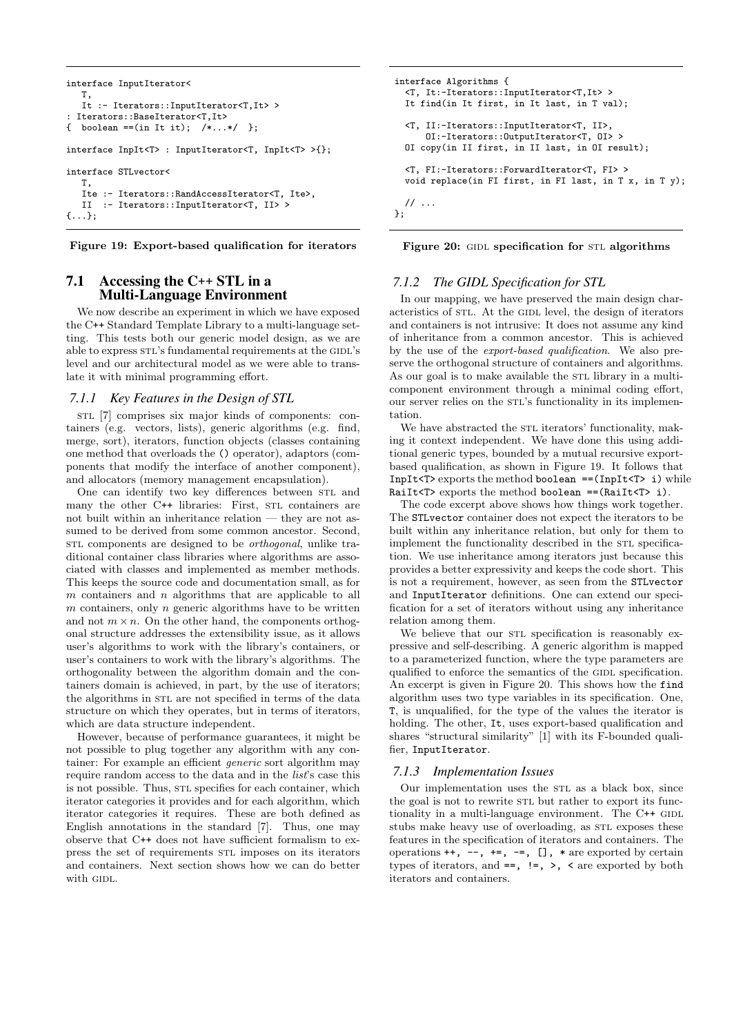```
interface InputIterator<
   T,
   It :- Iterators::InputIterator<T,It> >
: Iterators::BaseIterator<T,It>
{  boolean ==(in It it);  /*...*/  };

interface InpIt<T> : InputIterator<T, InpIt<T> >{};

interface STLvector<
   T,
   Ite :- Iterators::RandAccessIterator<T, Ite>,
   II  :- Iterators::InputIterator<T, II> >
{...};
```

**Figure 19: Export-based qualification for iterators**

## 7.1 Accessing the C++ STL in a Multi-Language Environment

We now describe an experiment in which we have exposed the C++ Standard Template Library to a multi-language setting. This tests both our generic model design, as we are able to express STL's fundamental requirements at the GIDL's level and our architectural model as we were able to translate it with minimal programming effort.

### *7.1.1 Key Features in the Design of STL*

STL [7] comprises six major kinds of components: containers (e.g. vectors, lists), generic algorithms (e.g. find, merge, sort), iterators, function objects (classes containing one method that overloads the () operator), adaptors (components that modify the interface of another component), and allocators (memory management encapsulation).

One can identify two key differences between STL and many the other C++ libraries: First, STL containers are not built within an inheritance relation — they are not assumed to be derived from some common ancestor. Second, STL components are designed to be *orthogonal*, unlike traditional container class libraries where algorithms are associated with classes and implemented as member methods. This keeps the source code and documentation small, as for $m$ containers and $n$ algorithms that are applicable to all $m$ containers, only $n$ generic algorithms have to be written and not $m \times n$. On the other hand, the components orthogonal structure addresses the extensibility issue, as it allows user's algorithms to work with the library's containers, or user's containers to work with the library's algorithms. The orthogonality between the algorithm domain and the containers domain is achieved, in part, by the use of iterators; the algorithms in STL are not specified in terms of the data structure on which they operates, but in terms of iterators, which are data structure independent.

However, because of performance guarantees, it might be not possible to plug together any algorithm with any container: For example an efficient *generic* sort algorithm may require random access to the data and in the *list*'s case this is not possible. Thus, STL specifies for each container, which iterator categories it provides and for each algorithm, which iterator categories it requires. These are both defined as English annotations in the standard [7]. Thus, one may observe that C++ does not have sufficient formalism to express the set of requirements STL imposes on its iterators and containers. Next section shows how we can do better with GIDL.

```
interface Algorithms {
  <T, It:-Iterators::InputIterator<T,It> >
  It find(in It first, in It last, in T val);

  <T, II:-Iterators::InputIterator<T, II>,
      OI:-Iterators::OutputIterator<T, OI> >
  OI copy(in II first, in II last, in OI result);

  <T, FI:-Iterators::ForwardIterator<T, FI> >
  void replace(in FI first, in FI last, in T x, in T y);

  // ...
};
```

**Figure 20: GIDL specification for STL algorithms**

### *7.1.2 The GIDL Specification for STL*

In our mapping, we have preserved the main design characteristics of STL. At the GIDL level, the design of iterators and containers is not intrusive: It does not assume any kind of inheritance from a common ancestor. This is achieved by the use of the *export-based qualification*. We also preserve the orthogonal structure of containers and algorithms. As our goal is to make available the STL library in a multi-component environment through a minimal coding effort, our server relies on the STL's functionality in its implementation.

We have abstracted the STL iterators' functionality, making it context independent. We have done this using additional generic types, bounded by a mutual recursive export-based qualification, as shown in Figure 19. It follows that `InpIt<T>` exports the method `boolean ==(InpIt<T> i)` while `RaiIt<T>` exports the method `boolean ==(RaiIt<T> i)`.

The code excerpt above shows how things work together. The `STLvector` container does not expect the iterators to be built within any inheritance relation, but only for them to implement the functionality described in the STL specification. We use inheritance among iterators just because this provides a better expressivity and keeps the code short. This is not a requirement, however, as seen from the `STLvector` and `InputIterator` definitions. One can extend our specification for a set of iterators without using any inheritance relation among them.

We believe that our STL specification is reasonably expressive and self-describing. A generic algorithm is mapped to a parameterized function, where the type parameters are qualified to enforce the semantics of the GIDL specification. An excerpt is given in Figure 20. This shows how the `find` algorithm uses two type variables in its specification. One, `T`, is unqualified, for the type of the values the iterator is holding. The other, `It`, uses export-based qualification and shares "structural similarity" [1] with its F-bounded qualifier, `InputIterator`.

### *7.1.3 Implementation Issues*

Our implementation uses the STL as a black box, since the goal is not to rewrite STL but rather to export its functionality in a multi-language environment. The C++ GIDL stubs make heavy use of overloading, as STL exposes these features in the specification of iterators and containers. The operations `++, --, +=, -=, [], *` are exported by certain types of iterators, and `==, !=, >, <` are exported by both iterators and containers.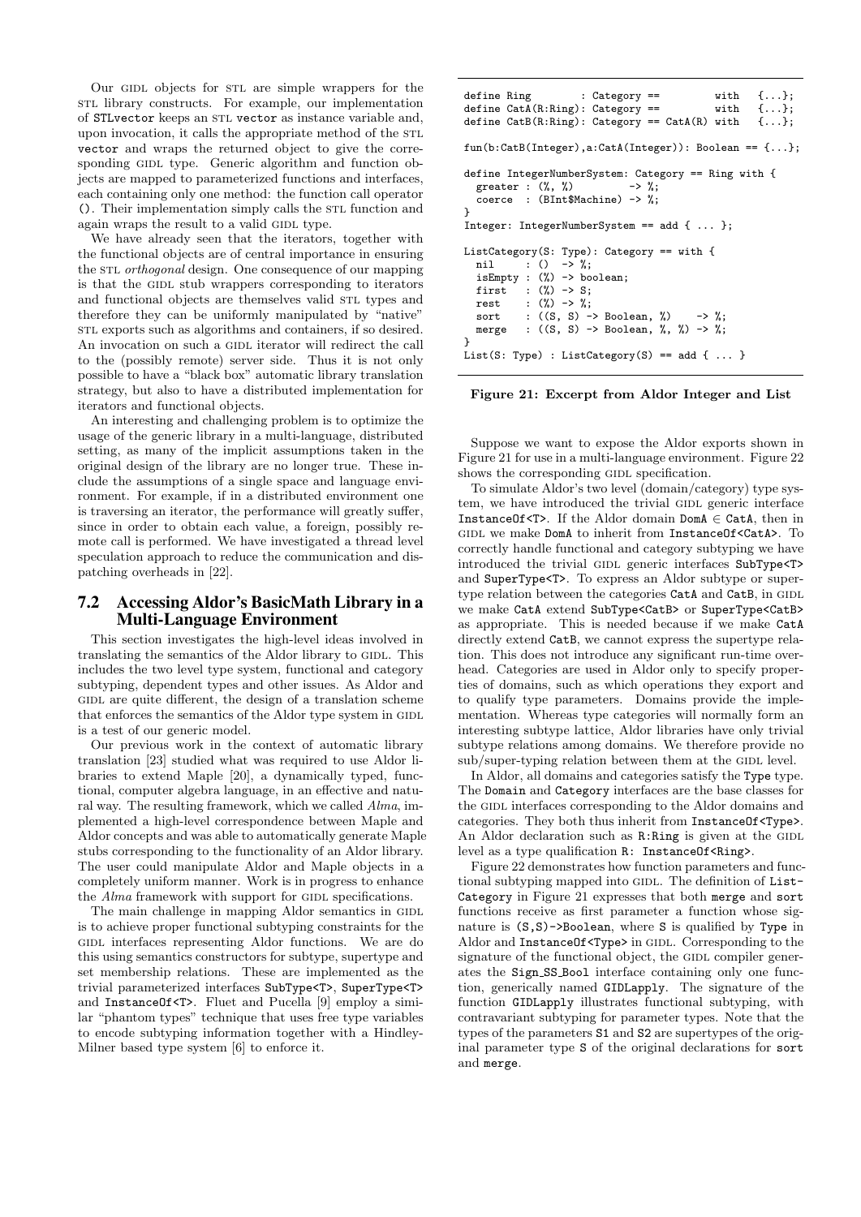Our GIDL objects for STL are simple wrappers for the STL library constructs. For example, our implementation of STLvector keeps an STL vector as instance variable and, upon invocation, it calls the appropriate method of the STL vector and wraps the returned object to give the corresponding GIDL type. Generic algorithm and function objects are mapped to parameterized functions and interfaces, each containing only one method: the function call operator (). Their implementation simply calls the STL function and again wraps the result to a valid GIDL type.

We have already seen that the iterators, together with the functional objects are of central importance in ensuring the STL *orthogonal* design. One consequence of our mapping is that the GIDL stub wrappers corresponding to iterators and functional objects are themselves valid STL types and therefore they can be uniformly manipulated by "native" STL exports such as algorithms and containers, if so desired. An invocation on such a GIDL iterator will redirect the call to the (possibly remote) server side. Thus it is not only possible to have a "black box" automatic library translation strategy, but also to have a distributed implementation for iterators and functional objects.

An interesting and challenging problem is to optimize the usage of the generic library in a multi-language, distributed setting, as many of the implicit assumptions taken in the original design of the library are no longer true. These include the assumptions of a single space and language environment. For example, if in a distributed environment one is traversing an iterator, the performance will greatly suffer, since in order to obtain each value, a foreign, possibly remote call is performed. We have investigated a thread level speculation approach to reduce the communication and dispatching overheads in [22].

## 7.2 Accessing Aldor's BasicMath Library in a Multi-Language Environment

This section investigates the high-level ideas involved in translating the semantics of the Aldor library to GIDL. This includes the two level type system, functional and category subtyping, dependent types and other issues. As Aldor and GIDL are quite different, the design of a translation scheme that enforces the semantics of the Aldor type system in GIDL is a test of our generic model.

Our previous work in the context of automatic library translation [23] studied what was required to use Aldor libraries to extend Maple [20], a dynamically typed, functional, computer algebra language, in an effective and natural way. The resulting framework, which we called *Alma*, implemented a high-level correspondence between Maple and Aldor concepts and was able to automatically generate Maple stubs corresponding to the functionality of an Aldor library. The user could manipulate Aldor and Maple objects in a completely uniform manner. Work is in progress to enhance the *Alma* framework with support for GIDL specifications.

The main challenge in mapping Aldor semantics in GIDL is to achieve proper functional subtyping constraints for the GIDL interfaces representing Aldor functions. We are do this using semantics constructors for subtype, supertype and set membership relations. These are implemented as the trivial parameterized interfaces SubType<T>, SuperType<T> and InstanceOf<T>. Fluet and Pucella [9] employ a similar "phantom types" technique that uses free type variables to encode subtyping information together with a Hindley-Milner based type system [6] to enforce it.

```
define Ring        : Category ==         with   {...};
define CatA(R:Ring): Category ==         with   {...};
define CatB(R:Ring): Category == CatA(R) with   {...};

fun(b:CatB(Integer),a:CatA(Integer)): Boolean == {...};

define IntegerNumberSystem: Category == Ring with {
  greater : (%, %)         -> %;
  coerce  : (BInt$Machine) -> %;
}
Integer: IntegerNumberSystem == add { ... };

ListCategory(S: Type): Category == with {
  nil     : ()  -> %;
  isEmpty : (%) -> boolean;
  first   : (%) -> S;
  rest    : (%) -> %;
  sort    : ((S, S) -> Boolean, %)    -> %;
  merge   : ((S, S) -> Boolean, %, %) -> %;
}
List(S: Type) : ListCategory(S) == add { ... }
```

**Figure 21: Excerpt from Aldor Integer and List**

Suppose we want to expose the Aldor exports shown in Figure 21 for use in a multi-language environment. Figure 22 shows the corresponding GIDL specification.

To simulate Aldor's two level (domain/category) type system, we have introduced the trivial GIDL generic interface InstanceOf<T>. If the Aldor domain DomA $\in$ CatA, then in GIDL we make DomA to inherit from InstanceOf<CatA>. To correctly handle functional and category subtyping we have introduced the trivial GIDL generic interfaces SubType<T> and SuperType<T>. To express an Aldor subtype or supertype relation between the categories CatA and CatB, in GIDL we make CatA extend SubType<CatB> or SuperType<CatB> as appropriate. This is needed because if we make CatA directly extend CatB, we cannot express the supertype relation. This does not introduce any significant run-time overhead. Categories are used in Aldor only to specify properties of domains, such as which operations they export and to qualify type parameters. Domains provide the implementation. Whereas type categories will normally form an interesting subtype lattice, Aldor libraries have only trivial subtype relations among domains. We therefore provide no sub/super-typing relation between them at the GIDL level.

In Aldor, all domains and categories satisfy the Type type. The Domain and Category interfaces are the base classes for the GIDL interfaces corresponding to the Aldor domains and categories. They both thus inherit from InstanceOf<Type>. An Aldor declaration such as R:Ring is given at the GIDL level as a type qualification R: InstanceOf<Ring>.

Figure 22 demonstrates how function parameters and functional subtyping mapped into GIDL. The definition of ListCategory in Figure 21 expresses that both merge and sort functions receive as first parameter a function whose signature is (S,S)->Boolean, where S is qualified by Type in Aldor and InstanceOf<Type> in GIDL. Corresponding to the signature of the functional object, the GIDL compiler generates the Sign_SS_Bool interface containing only one function, generically named GIDLapply. The signature of the function GIDLapply illustrates functional subtyping, with contravariant subtyping for parameter types. Note that the types of the parameters S1 and S2 are supertypes of the original parameter type S of the original declarations for sort and merge.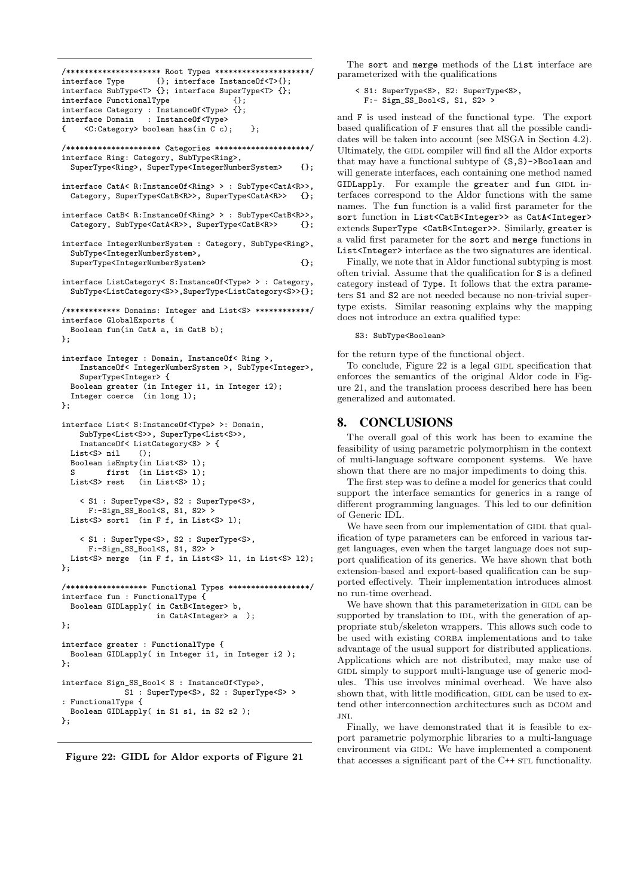```
/********************* Root Types *********************/
interface Type        {}; interface InstanceOf<T>{};
interface SubType<T> {}; interface SuperType<T> {};
interface FunctionalType              {};
interface Category : InstanceOf<Type> {};
interface Domain   : InstanceOf<Type>
{    <C:Category> boolean has(in C c);    };

/********************* Categories *********************/
interface Ring: Category, SubType<Ring>,
  SuperType<Ring>, SuperType<IntegerNumberSystem>    {};

interface CatA< R:InstanceOf<Ring> > : SubType<CatA<R>>,
  Category, SuperType<CatB<R>>, SuperType<CatA<R>>   {};

interface CatB< R:InstanceOf<Ring> > : SubType<CatB<R>>,
  Category, SubType<CatA<R>>, SuperType<CatB<R>>     {};

interface IntegerNumberSystem : Category, SubType<Ring>,
  SubType<IntegerNumberSystem>,
  SuperType<IntegerNumberSystem>                     {};

interface ListCategory< S:InstanceOf<Type> > : Category,
  SubType<ListCategory<S>>,SuperType<ListCategory<S>>{};

/************ Domains: Integer and List<S> ************/
interface GlobalExports {
  Boolean fun(in CatA a, in CatB b);
};

interface Integer : Domain, InstanceOf< Ring >,
    InstanceOf< IntegerNumberSystem >, SubType<Integer>,
    SuperType<Integer> {
  Boolean greater (in Integer i1, in Integer i2);
  Integer coerce  (in long l);
};

interface List< S:InstanceOf<Type> >: Domain,
    SubType<List<S>>, SuperType<List<S>>,
    InstanceOf< ListCategory<S> > {
  List<S> nil    ();
  Boolean isEmpty(in List<S> l);
  S       first  (in List<S> l);
  List<S> rest   (in List<S> l);

    < S1 : SuperType<S>, S2 : SuperType<S>,
      F:-Sign_SS_Bool<S, S1, S2> >
  List<S> sort1  (in F f, in List<S> l);

    < S1 : SuperType<S>, S2 : SuperType<S>,
      F:-Sign_SS_Bool<S, S1, S2> >
  List<S> merge  (in F f, in List<S> l1, in List<S> l2);
};

/****************** Functional Types ******************/
interface fun : FunctionalType {
  Boolean GIDLapply( in CatB<Integer> b,
                     in CatA<Integer> a  );
};

interface greater : FunctionalType {
  Boolean GIDLapply( in Integer i1, in Integer i2 );
};

interface Sign_SS_Bool< S : InstanceOf<Type>,
            S1 : SuperType<S>, S2 : SuperType<S> >
: FunctionalType {
  Boolean GIDLapply( in S1 s1, in S2 s2 );
};
```

**Figure 22: GIDL for Aldor exports of Figure 21**

The `sort` and `merge` methods of the `List` interface are parameterized with the qualifications

```
< S1: SuperType<S>, S2: SuperType<S>,
  F:- Sign_SS_Bool<S, S1, S2> >
```

and `F` is used instead of the functional type. The export based qualification of `F` ensures that all the possible candidates will be taken into account (see MSGA in Section 4.2). Ultimately, the GIDL compiler will find all the Aldor exports that may have a functional subtype of `(S,S)->Boolean` and will generate interfaces, each containing one method named `GIDLapply`. For example the `greater` and `fun` GIDL interfaces correspond to the Aldor functions with the same names. The `fun` function is a valid first parameter for the `sort` function in `List<CatB<Integer>>` as `CatA<Integer>` extends `SuperType <CatB<Integer>>`. Similarly, `greater` is a valid first parameter for the `sort` and `merge` functions in `List<Integer>` interface as the two signatures are identical.

Finally, we note that in Aldor functional subtyping is most often trivial. Assume that the qualification for `S` is a defined category instead of `Type`. It follows that the extra parameters `S1` and `S2` are not needed because no non-trivial supertype exists. Similar reasoning explains why the mapping does not introduce an extra qualified type:

```
S3: SubType<Boolean>
```

for the return type of the functional object.

To conclude, Figure 22 is a legal GIDL specification that enforces the semantics of the original Aldor code in Figure 21, and the translation process described here has been generalized and automated.

## 8. CONCLUSIONS

The overall goal of this work has been to examine the feasibility of using parametric polymorphism in the context of multi-language software component systems. We have shown that there are no major impediments to doing this.

The first step was to define a model for generics that could support the interface semantics for generics in a range of different programming languages. This led to our definition of Generic IDL.

We have seen from our implementation of GIDL that qualification of type parameters can be enforced in various target languages, even when the target language does not support qualification of its generics. We have shown that both extension-based and export-based qualification can be supported effectively. Their implementation introduces almost no run-time overhead.

We have shown that this parameterization in GIDL can be supported by translation to IDL, with the generation of appropriate stub/skeleton wrappers. This allows such code to be used with existing CORBA implementations and to take advantage of the usual support for distributed applications. Applications which are not distributed, may make use of GIDL simply to support multi-language use of generic modules. This use involves minimal overhead. We have also shown that, with little modification, GIDL can be used to extend other interconnection architectures such as DCOM and JNI.

Finally, we have demonstrated that it is feasible to export parametric polymorphic libraries to a multi-language environment via GIDL: We have implemented a component that accesses a significant part of the C++ STL functionality.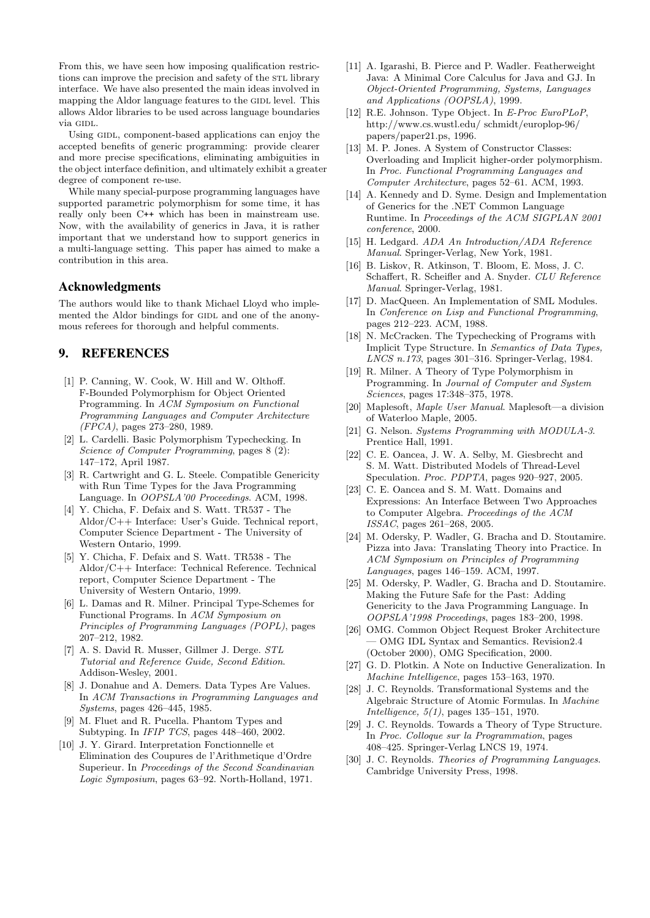From this, we have seen how imposing qualification restrictions can improve the precision and safety of the STL library interface. We have also presented the main ideas involved in mapping the Aldor language features to the GIDL level. This allows Aldor libraries to be used across language boundaries via GIDL.

Using GIDL, component-based applications can enjoy the accepted benefits of generic programming: provide clearer and more precise specifications, eliminating ambiguities in the object interface definition, and ultimately exhibit a greater degree of component re-use.

While many special-purpose programming languages have supported parametric polymorphism for some time, it has really only been C++ which has been in mainstream use. Now, with the availability of generics in Java, it is rather important that we understand how to support generics in a multi-language setting. This paper has aimed to make a contribution in this area.

## Acknowledgments

The authors would like to thank Michael Lloyd who implemented the Aldor bindings for GIDL and one of the anonymous referees for thorough and helpful comments.

## 9. REFERENCES

[1] P. Canning, W. Cook, W. Hill and W. Olthoff. F-Bounded Polymorphism for Object Oriented Programming. In *ACM Symposium on Functional Programming Languages and Computer Architecture (FPCA)*, pages 273–280, 1989.

[2] L. Cardelli. Basic Polymorphism Typechecking. In *Science of Computer Programming*, pages 8 (2): 147–172, April 1987.

[3] R. Cartwright and G. L. Steele. Compatible Genericity with Run Time Types for the Java Programming Language. In *OOPSLA'00 Proceedings*. ACM, 1998.

[4] Y. Chicha, F. Defaix and S. Watt. TR537 - The Aldor/C++ Interface: User's Guide. Technical report, Computer Science Department - The University of Western Ontario, 1999.

[5] Y. Chicha, F. Defaix and S. Watt. TR538 - The Aldor/C++ Interface: Technical Reference. Technical report, Computer Science Department - The University of Western Ontario, 1999.

[6] L. Damas and R. Milner. Principal Type-Schemes for Functional Programs. In *ACM Symposium on Principles of Programming Languages (POPL)*, pages 207–212, 1982.

[7] A. S. David R. Musser, Gillmer J. Derge. *STL Tutorial and Reference Guide, Second Edition*. Addison-Wesley, 2001.

[8] J. Donahue and A. Demers. Data Types Are Values. In *ACM Transactions in Programming Languages and Systems*, pages 426–445, 1985.

[9] M. Fluet and R. Pucella. Phantom Types and Subtyping. In *IFIP TCS*, pages 448–460, 2002.

[10] J. Y. Girard. Interpretation Fonctionnelle et Elimination des Coupures de l'Arithmetique d'Ordre Superieur. In *Proceedings of the Second Scandinavian Logic Symposium*, pages 63–92. North-Holland, 1971.

[11] A. Igarashi, B. Pierce and P. Wadler. Featherweight Java: A Minimal Core Calculus for Java and GJ. In *Object-Oriented Programming, Systems, Languages and Applications (OOPSLA)*, 1999.

[12] R.E. Johnson. Type Object. In *E-Proc EuroPLoP*, http://www.cs.wustl.edu/ schmidt/europlop-96/ papers/paper21.ps, 1996.

[13] M. P. Jones. A System of Constructor Classes: Overloading and Implicit higher-order polymorphism. In *Proc. Functional Programming Languages and Computer Architecture*, pages 52–61. ACM, 1993.

[14] A. Kennedy and D. Syme. Design and Implementation of Generics for the .NET Common Language Runtime. In *Proceedings of the ACM SIGPLAN 2001 conference*, 2000.

[15] H. Ledgard. *ADA An Introduction/ADA Reference Manual*. Springer-Verlag, New York, 1981.

[16] B. Liskov, R. Atkinson, T. Bloom, E. Moss, J. C. Schaffert, R. Scheifler and A. Snyder. *CLU Reference Manual*. Springer-Verlag, 1981.

[17] D. MacQueen. An Implementation of SML Modules. In *Conference on Lisp and Functional Programming*, pages 212–223. ACM, 1988.

[18] N. McCracken. The Typechecking of Programs with Implicit Type Structure. In *Semantics of Data Types, LNCS n.173*, pages 301–316. Springer-Verlag, 1984.

[19] R. Milner. A Theory of Type Polymorphism in Programming. In *Journal of Computer and System Sciences*, pages 17:348–375, 1978.

[20] Maplesoft, *Maple User Manual*. Maplesoft—a division of Waterloo Maple, 2005.

[21] G. Nelson. *Systems Programming with MODULA-3*. Prentice Hall, 1991.

[22] C. E. Oancea, J. W. A. Selby, M. Giesbrecht and S. M. Watt. Distributed Models of Thread-Level Speculation. *Proc. PDPTA*, pages 920–927, 2005.

[23] C. E. Oancea and S. M. Watt. Domains and Expressions: An Interface Between Two Approaches to Computer Algebra. *Proceedings of the ACM ISSAC*, pages 261–268, 2005.

[24] M. Odersky, P. Wadler, G. Bracha and D. Stoutamire. Pizza into Java: Translating Theory into Practice. In *ACM Symposium on Principles of Programming Languages*, pages 146–159. ACM, 1997.

[25] M. Odersky, P. Wadler, G. Bracha and D. Stoutamire. Making the Future Safe for the Past: Adding Genericity to the Java Programming Language. In *OOPSLA'1998 Proceedings*, pages 183–200, 1998.

[26] OMG. Common Object Request Broker Architecture — OMG IDL Syntax and Semantics. Revision2.4 (October 2000), OMG Specification, 2000.

[27] G. D. Plotkin. A Note on Inductive Generalization. In *Machine Intelligence*, pages 153–163, 1970.

[28] J. C. Reynolds. Transformational Systems and the Algebraic Structure of Atomic Formulas. In *Machine Intelligence, 5(1)*, pages 135–151, 1970.

[29] J. C. Reynolds. Towards a Theory of Type Structure. In *Proc. Colloque sur la Programmation*, pages 408–425. Springer-Verlag LNCS 19, 1974.

[30] J. C. Reynolds. *Theories of Programming Languages*. Cambridge University Press, 1998.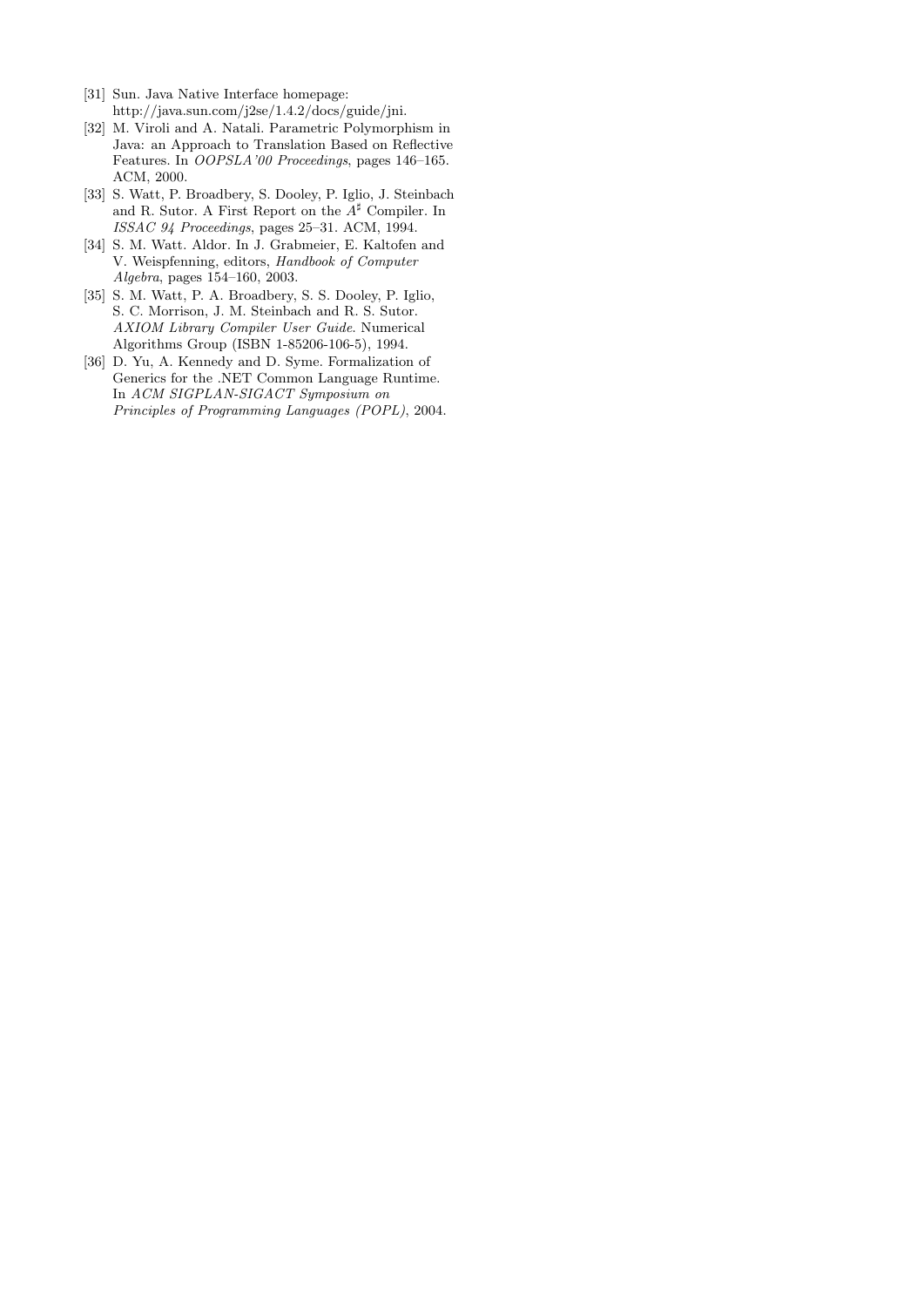[31] Sun. Java Native Interface homepage: http://java.sun.com/j2se/1.4.2/docs/guide/jni.

[32] M. Viroli and A. Natali. Parametric Polymorphism in Java: an Approach to Translation Based on Reflective Features. In *OOPSLA'00 Proceedings*, pages 146–165. ACM, 2000.

[33] S. Watt, P. Broadbery, S. Dooley, P. Iglio, J. Steinbach and R. Sutor. A First Report on the $A^\sharp$ Compiler. In *ISSAC 94 Proceedings*, pages 25–31. ACM, 1994.

[34] S. M. Watt. Aldor. In J. Grabmeier, E. Kaltofen and V. Weispfenning, editors, *Handbook of Computer Algebra*, pages 154–160, 2003.

[35] S. M. Watt, P. A. Broadbery, S. S. Dooley, P. Iglio, S. C. Morrison, J. M. Steinbach and R. S. Sutor. *AXIOM Library Compiler User Guide*. Numerical Algorithms Group (ISBN 1-85206-106-5), 1994.

[36] D. Yu, A. Kennedy and D. Syme. Formalization of Generics for the .NET Common Language Runtime. In *ACM SIGPLAN-SIGACT Symposium on Principles of Programming Languages (POPL)*, 2004.